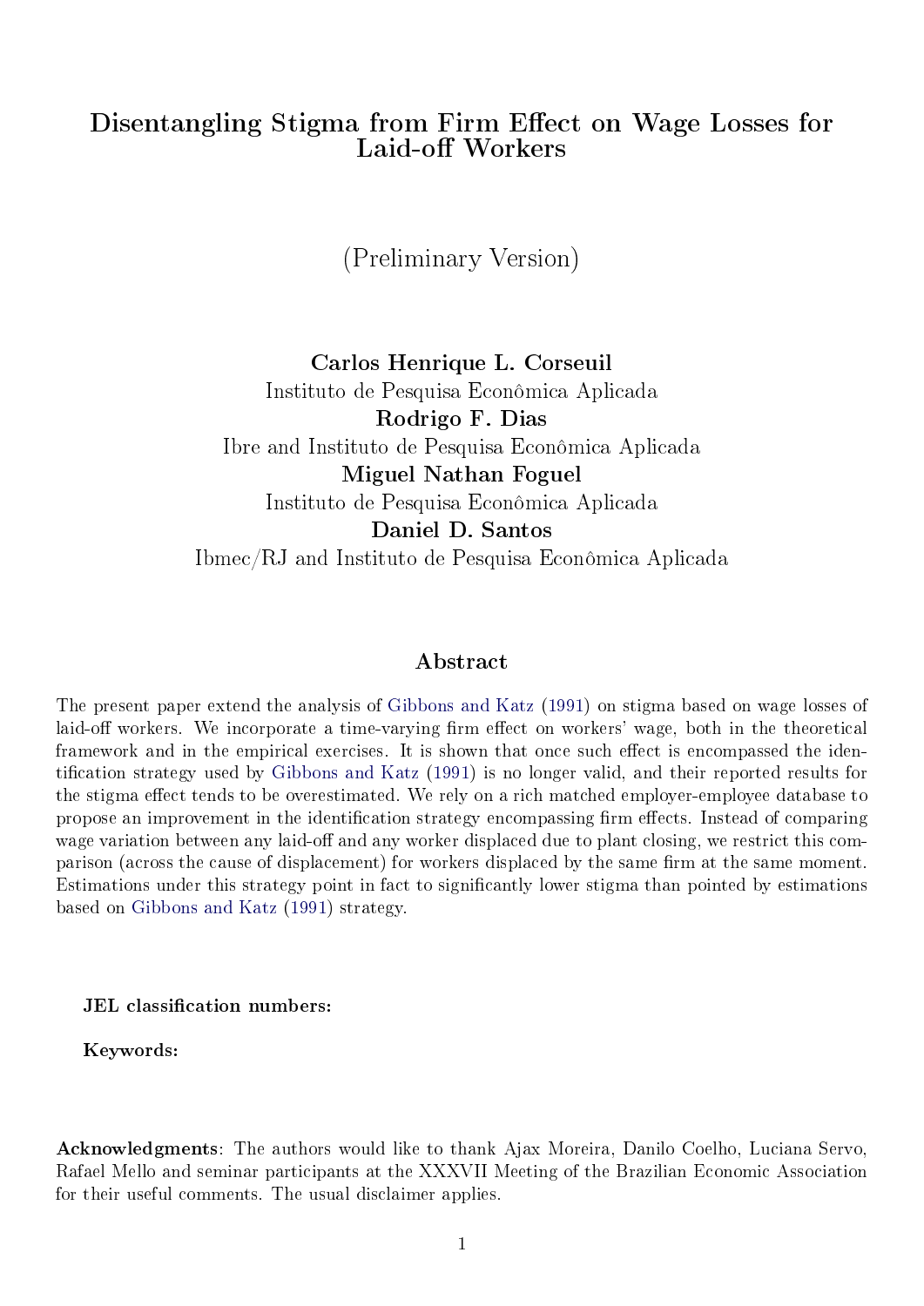# Disentangling Stigma from Firm Effect on Wage Losses for Laid-off Workers

(Preliminary Version)

**Carlos Henrique L. Corseuil**
Instituto de Pesquisa Econômica Aplicada
**Rodrigo F. Dias**
Ibre and Instituto de Pesquisa Econômica Aplicada
**Miguel Nathan Foguel**
Instituto de Pesquisa Econômica Aplicada
**Daniel D. Santos**
Ibmec/RJ and Instituto de Pesquisa Econômica Aplicada

## Abstract

The present paper extend the analysis of Gibbons and Katz (1991) on stigma based on wage losses of laid-off workers. We incorporate a time-varying firm effect on workers' wage, both in the theoretical framework and in the empirical exercises. It is shown that once such effect is encompassed the identification strategy used by Gibbons and Katz (1991) is no longer valid, and their reported results for the stigma effect tends to be overestimated. We rely on a rich matched employer-employee database to propose an improvement in the identification strategy encompassing firm effects. Instead of comparing wage variation between any laid-off and any worker displaced due to plant closing, we restrict this comparison (across the cause of displacement) for workers displaced by the same firm at the same moment. Estimations under this strategy point in fact to significantly lower stigma than pointed by estimations based on Gibbons and Katz (1991) strategy.

**JEL classification numbers:**

**Keywords:**

**Acknowledgments**: The authors would like to thank Ajax Moreira, Danilo Coelho, Luciana Servo, Rafael Mello and seminar participants at the XXXVII Meeting of the Brazilian Economic Association for their useful comments. The usual disclaimer applies.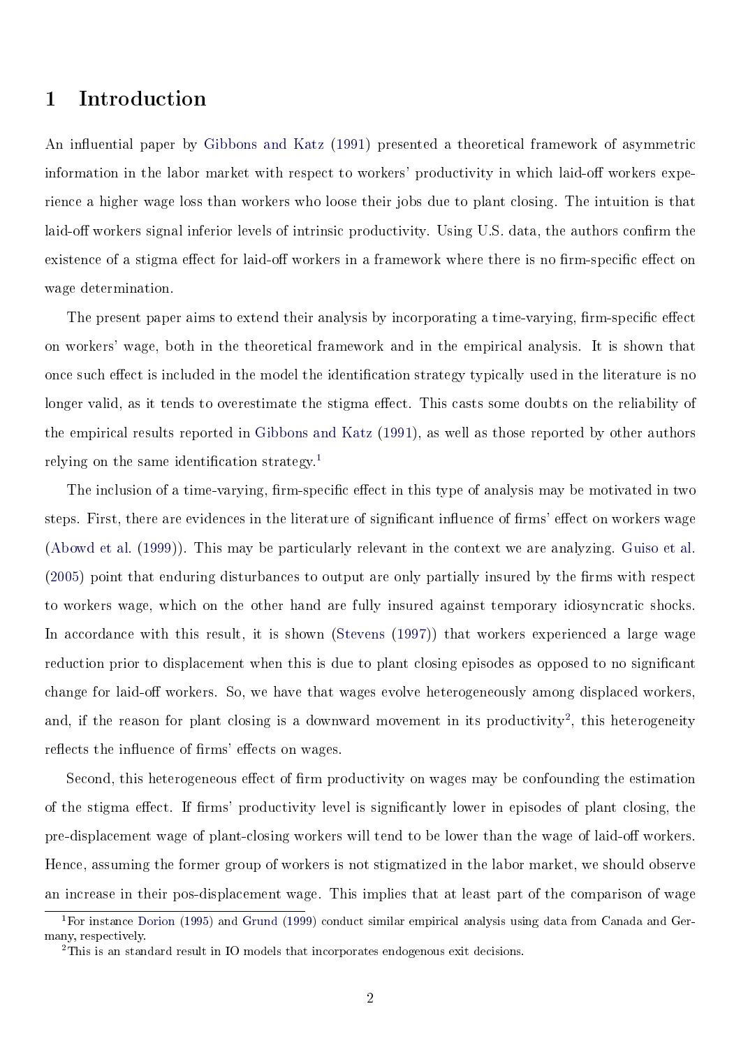# 1 Introduction

An influential paper by Gibbons and Katz (1991) presented a theoretical framework of asymmetric information in the labor market with respect to workers' productivity in which laid-off workers experience a higher wage loss than workers who loose their jobs due to plant closing. The intuition is that laid-off workers signal inferior levels of intrinsic productivity. Using U.S. data, the authors confirm the existence of a stigma effect for laid-off workers in a framework where there is no firm-specific effect on wage determination.

The present paper aims to extend their analysis by incorporating a time-varying, firm-specific effect on workers' wage, both in the theoretical framework and in the empirical analysis. It is shown that once such effect is included in the model the identification strategy typically used in the literature is no longer valid, as it tends to overestimate the stigma effect. This casts some doubts on the reliability of the empirical results reported in Gibbons and Katz (1991), as well as those reported by other authors relying on the same identification strategy.[1]

The inclusion of a time-varying, firm-specific effect in this type of analysis may be motivated in two steps. First, there are evidences in the literature of significant influence of firms' effect on workers wage (Abowd et al. (1999)). This may be particularly relevant in the context we are analyzing. Guiso et al. (2005) point that enduring disturbances to output are only partially insured by the firms with respect to workers wage, which on the other hand are fully insured against temporary idiosyncratic shocks. In accordance with this result, it is shown (Stevens (1997)) that workers experienced a large wage reduction prior to displacement when this is due to plant closing episodes as opposed to no significant change for laid-off workers. So, we have that wages evolve heterogeneously among displaced workers, and, if the reason for plant closing is a downward movement in its productivity[2], this heterogeneity reflects the influence of firms' effects on wages.

Second, this heterogeneous effect of firm productivity on wages may be confounding the estimation of the stigma effect. If firms' productivity level is significantly lower in episodes of plant closing, the pre-displacement wage of plant-closing workers will tend to be lower than the wage of laid-off workers. Hence, assuming the former group of workers is not stigmatized in the labor market, we should observe an increase in their pos-displacement wage. This implies that at least part of the comparison of wage

[1] For instance Dorion (1995) and Grund (1999) conduct similar empirical analysis using data from Canada and Germany, respectively.

[2] This is an standard result in IO models that incorporates endogenous exit decisions.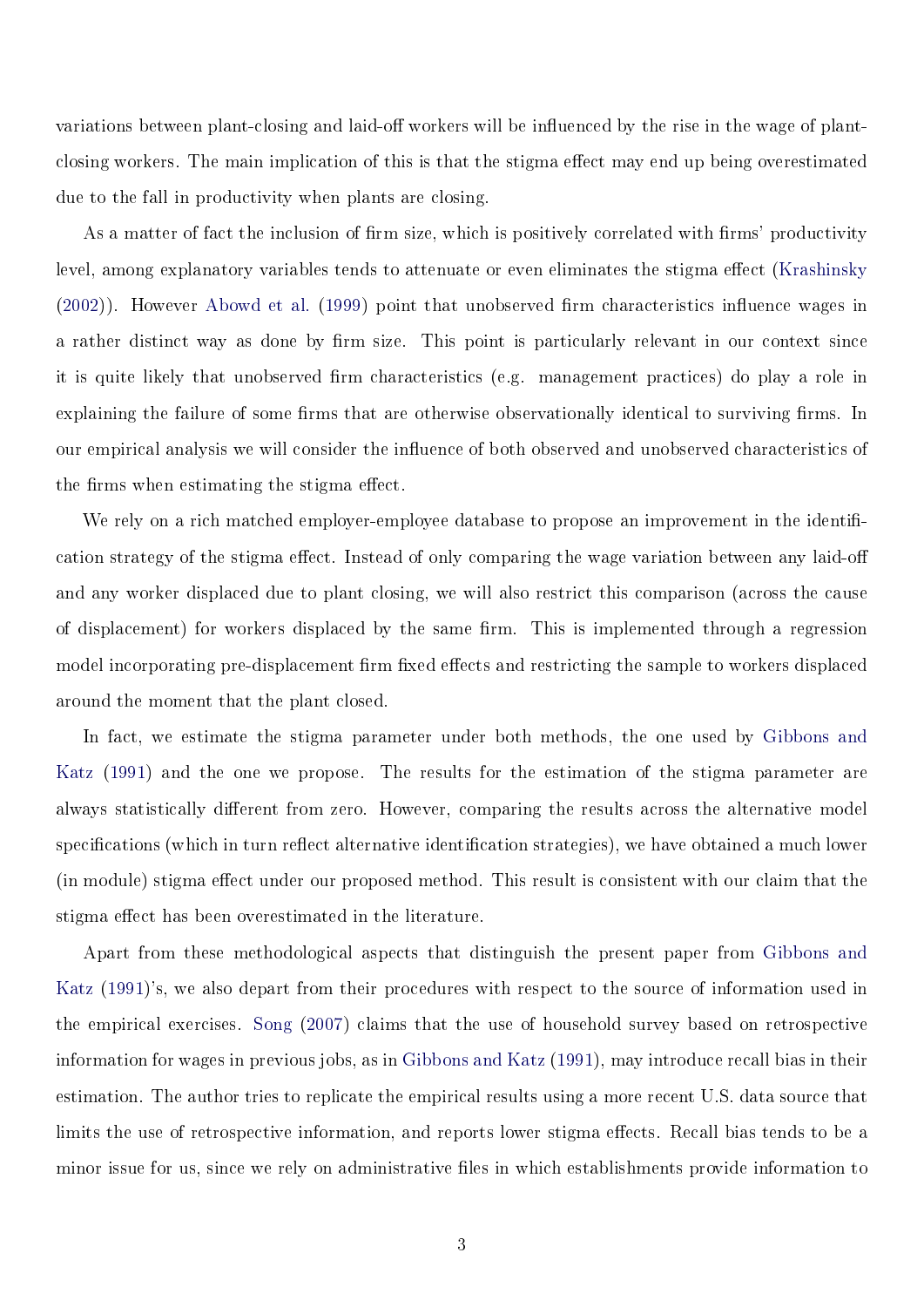variations between plant-closing and laid-off workers will be influenced by the rise in the wage of plant-closing workers. The main implication of this is that the stigma effect may end up being overestimated due to the fall in productivity when plants are closing.

As a matter of fact the inclusion of firm size, which is positively correlated with firms' productivity level, among explanatory variables tends to attenuate or even eliminates the stigma effect (Krashinsky (2002)). However Abowd et al. (1999) point that unobserved firm characteristics influence wages in a rather distinct way as done by firm size. This point is particularly relevant in our context since it is quite likely that unobserved firm characteristics (e.g. management practices) do play a role in explaining the failure of some firms that are otherwise observationally identical to surviving firms. In our empirical analysis we will consider the influence of both observed and unobserved characteristics of the firms when estimating the stigma effect.

We rely on a rich matched employer-employee database to propose an improvement in the identification strategy of the stigma effect. Instead of only comparing the wage variation between any laid-off and any worker displaced due to plant closing, we will also restrict this comparison (across the cause of displacement) for workers displaced by the same firm. This is implemented through a regression model incorporating pre-displacement firm fixed effects and restricting the sample to workers displaced around the moment that the plant closed.

In fact, we estimate the stigma parameter under both methods, the one used by Gibbons and Katz (1991) and the one we propose. The results for the estimation of the stigma parameter are always statistically different from zero. However, comparing the results across the alternative model specifications (which in turn reflect alternative identification strategies), we have obtained a much lower (in module) stigma effect under our proposed method. This result is consistent with our claim that the stigma effect has been overestimated in the literature.

Apart from these methodological aspects that distinguish the present paper from Gibbons and Katz (1991)'s, we also depart from their procedures with respect to the source of information used in the empirical exercises. Song (2007) claims that the use of household survey based on retrospective information for wages in previous jobs, as in Gibbons and Katz (1991), may introduce recall bias in their estimation. The author tries to replicate the empirical results using a more recent U.S. data source that limits the use of retrospective information, and reports lower stigma effects. Recall bias tends to be a minor issue for us, since we rely on administrative files in which establishments provide information to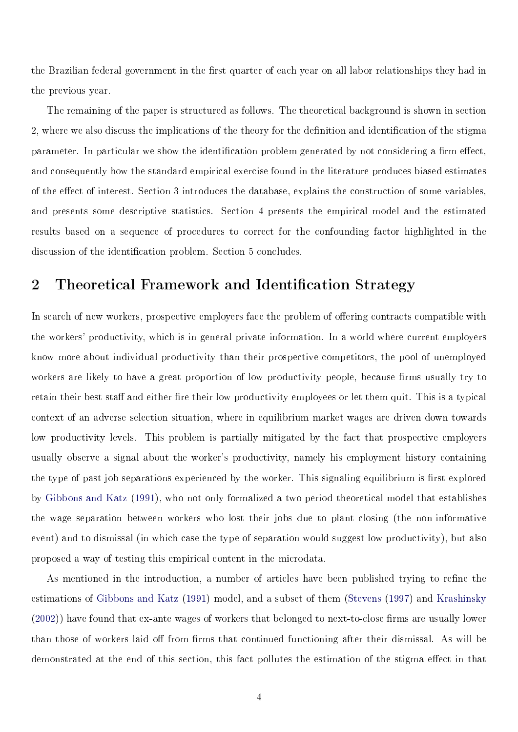the Brazilian federal government in the first quarter of each year on all labor relationships they had in the previous year.

The remaining of the paper is structured as follows. The theoretical background is shown in section 2, where we also discuss the implications of the theory for the definition and identification of the stigma parameter. In particular we show the identification problem generated by not considering a firm effect, and consequently how the standard empirical exercise found in the literature produces biased estimates of the effect of interest. Section 3 introduces the database, explains the construction of some variables, and presents some descriptive statistics. Section 4 presents the empirical model and the estimated results based on a sequence of procedures to correct for the confounding factor highlighted in the discussion of the identification problem. Section 5 concludes.

## 2 Theoretical Framework and Identification Strategy

In search of new workers, prospective employers face the problem of offering contracts compatible with the workers' productivity, which is in general private information. In a world where current employers know more about individual productivity than their prospective competitors, the pool of unemployed workers are likely to have a great proportion of low productivity people, because firms usually try to retain their best staff and either fire their low productivity employees or let them quit. This is a typical context of an adverse selection situation, where in equilibrium market wages are driven down towards low productivity levels. This problem is partially mitigated by the fact that prospective employers usually observe a signal about the worker's productivity, namely his employment history containing the type of past job separations experienced by the worker. This signaling equilibrium is first explored by Gibbons and Katz (1991), who not only formalized a two-period theoretical model that establishes the wage separation between workers who lost their jobs due to plant closing (the non-informative event) and to dismissal (in which case the type of separation would suggest low productivity), but also proposed a way of testing this empirical content in the microdata.

As mentioned in the introduction, a number of articles have been published trying to refine the estimations of Gibbons and Katz (1991) model, and a subset of them (Stevens (1997) and Krashinsky (2002)) have found that ex-ante wages of workers that belonged to next-to-close firms are usually lower than those of workers laid off from firms that continued functioning after their dismissal. As will be demonstrated at the end of this section, this fact pollutes the estimation of the stigma effect in that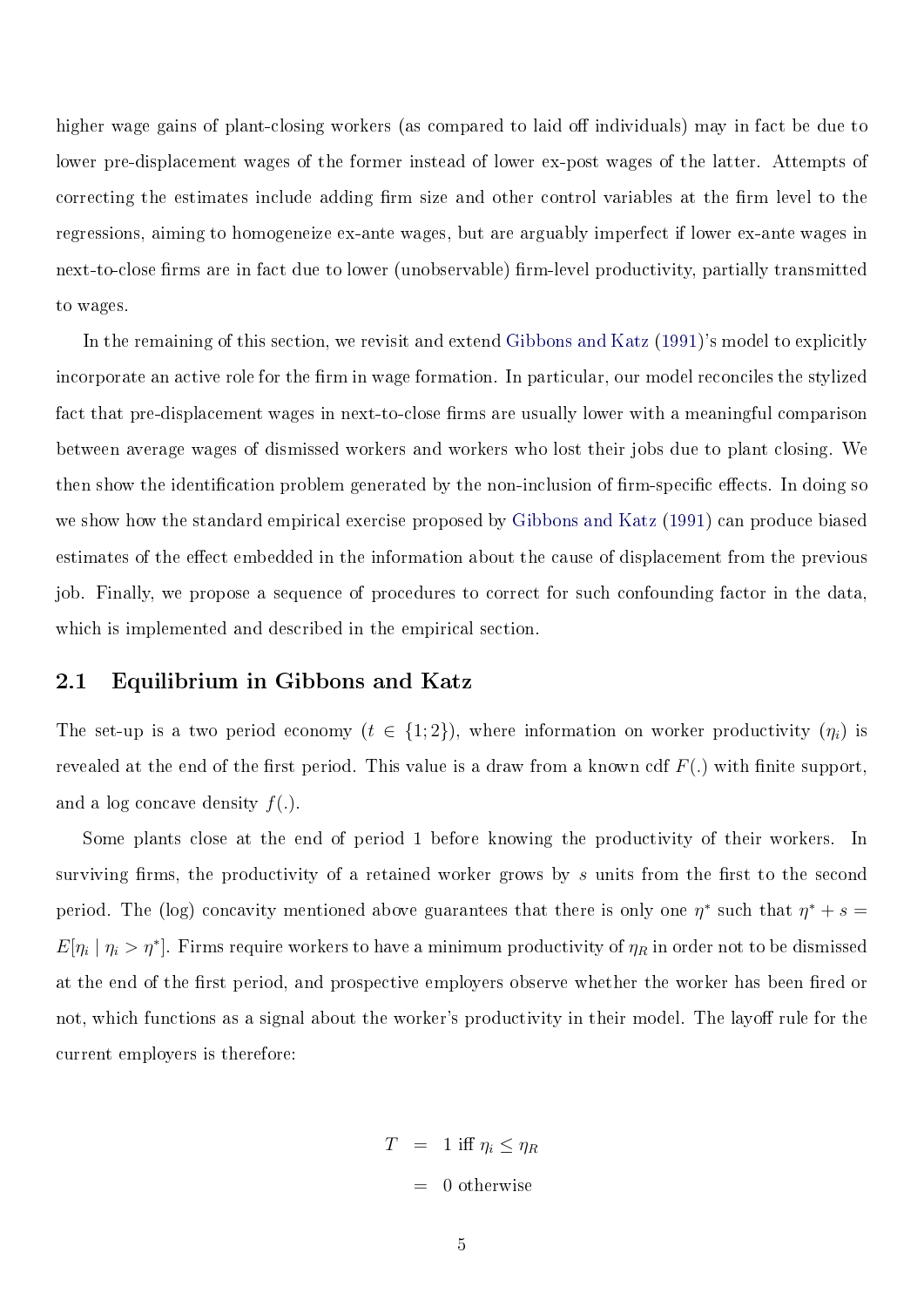higher wage gains of plant-closing workers (as compared to laid off individuals) may in fact be due to lower pre-displacement wages of the former instead of lower ex-post wages of the latter. Attempts of correcting the estimates include adding firm size and other control variables at the firm level to the regressions, aiming to homogeneize ex-ante wages, but are arguably imperfect if lower ex-ante wages in next-to-close firms are in fact due to lower (unobservable) firm-level productivity, partially transmitted to wages.

In the remaining of this section, we revisit and extend Gibbons and Katz (1991)'s model to explicitly incorporate an active role for the firm in wage formation. In particular, our model reconciles the stylized fact that pre-displacement wages in next-to-close firms are usually lower with a meaningful comparison between average wages of dismissed workers and workers who lost their jobs due to plant closing. We then show the identification problem generated by the non-inclusion of firm-specific effects. In doing so we show how the standard empirical exercise proposed by Gibbons and Katz (1991) can produce biased estimates of the effect embedded in the information about the cause of displacement from the previous job. Finally, we propose a sequence of procedures to correct for such confounding factor in the data, which is implemented and described in the empirical section.

## 2.1 Equilibrium in Gibbons and Katz

The set-up is a two period economy ($t \in \{1; 2\}$), where information on worker productivity ($\eta_i$) is revealed at the end of the first period. This value is a draw from a known cdf $F(.)$ with finite support, and a log concave density $f(.)$.

Some plants close at the end of period 1 before knowing the productivity of their workers. In surviving firms, the productivity of a retained worker grows by $s$ units from the first to the second period. The (log) concavity mentioned above guarantees that there is only one $\eta^*$ such that $\eta^* + s = E[\eta_i \mid \eta_i > \eta^*]$. Firms require workers to have a minimum productivity of $\eta_R$ in order not to be dismissed at the end of the first period, and prospective employers observe whether the worker has been fired or not, which functions as a signal about the worker's productivity in their model. The layoff rule for the current employers is therefore:

$$
\begin{aligned}
T &= 1 \text{ iff } \eta_i \leq \eta_R \\
&= 0 \text{ otherwise}
\end{aligned}
$$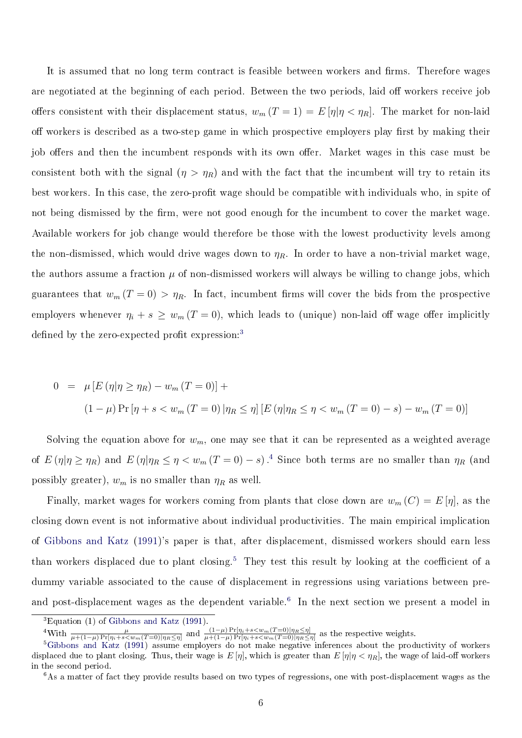It is assumed that no long term contract is feasible between workers and firms. Therefore wages are negotiated at the beginning of each period. Between the two periods, laid off workers receive job offers consistent with their displacement status, $w_m(T=1) = E[\eta|\eta < \eta_R]$. The market for non-laid off workers is described as a two-step game in which prospective employers play first by making their job offers and then the incumbent responds with its own offer. Market wages in this case must be consistent both with the signal ($\eta > \eta_R$) and with the fact that the incumbent will try to retain its best workers. In this case, the zero-profit wage should be compatible with individuals who, in spite of not being dismissed by the firm, were not good enough for the incumbent to cover the market wage. Available workers for job change would therefore be those with the lowest productivity levels among the non-dismissed, which would drive wages down to $\eta_R$. In order to have a non-trivial market wage, the authors assume a fraction $\mu$ of non-dismissed workers will always be willing to change jobs, which guarantees that $w_m(T=0) > \eta_R$. In fact, incumbent firms will cover the bids from the prospective employers whenever $\eta_i + s \geq w_m(T=0)$, which leads to (unique) non-laid off wage offer implicitly defined by the zero-expected profit expression:[3]

$$
\begin{aligned}
0 &= \mu\left[E\left(\eta|\eta \geq \eta_R\right) - w_m(T=0)\right] + \\
&\quad (1-\mu)\Pr\left[\eta + s < w_m(T=0)\,|\eta_R \leq \eta\right]\left[E\left(\eta|\eta_R \leq \eta < w_m(T=0) - s\right) - w_m(T=0)\right]
\end{aligned}
$$

Solving the equation above for $w_m$, one may see that it can be represented as a weighted average of $E(\eta|\eta \geq \eta_R)$ and $E(\eta|\eta_R \leq \eta < w_m(T=0) - s)$.[4] Since both terms are no smaller than $\eta_R$ (and possibly greater), $w_m$ is no smaller than $\eta_R$ as well.

Finally, market wages for workers coming from plants that close down are $w_m(C) = E[\eta]$, as the closing down event is not informative about individual productivities. The main empirical implication of Gibbons and Katz (1991)'s paper is that, after displacement, dismissed workers should earn less than workers displaced due to plant closing.[5] They test this result by looking at the coefficient of a dummy variable associated to the cause of displacement in regressions using variations between pre- and post-displacement wages as the dependent variable.[6] In the next section we present a model in

[3] Equation (1) of Gibbons and Katz (1991).

[4] With $\frac{\mu}{\mu+(1-\mu)\Pr[\eta_i+s<w_m(T=0)|\eta_R\leq\eta]}$ and $\frac{(1-\mu)\Pr[\eta_i+s<w_m(T=0)|\eta_R\leq\eta]}{\mu+(1-\mu)\Pr[\eta_i+s<w_m(T=0)|\eta_R\leq\eta]}$ as the respective weights.

[5] Gibbons and Katz (1991) assume employers do not make negative inferences about the productivity of workers displaced due to plant closing. Thus, their wage is $E[\eta]$, which is greater than $E[\eta|\eta < \eta_R]$, the wage of laid-off workers in the second period.

[6] As a matter of fact they provide results based on two types of regressions, one with post-displacement wages as the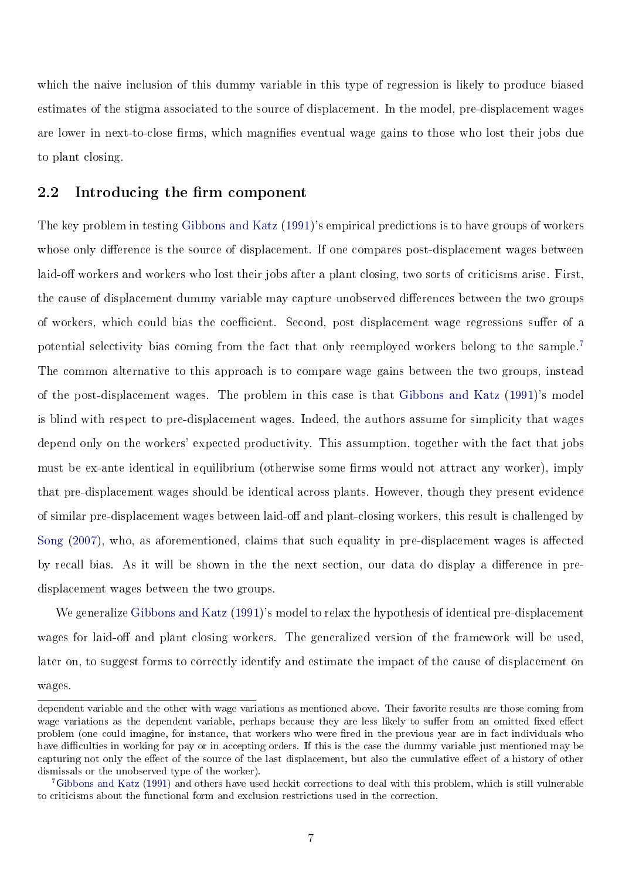which the naive inclusion of this dummy variable in this type of regression is likely to produce biased estimates of the stigma associated to the source of displacement. In the model, pre-displacement wages are lower in next-to-close firms, which magnifies eventual wage gains to those who lost their jobs due to plant closing.

## 2.2 Introducing the firm component

The key problem in testing Gibbons and Katz (1991)'s empirical predictions is to have groups of workers whose only difference is the source of displacement. If one compares post-displacement wages between laid-off workers and workers who lost their jobs after a plant closing, two sorts of criticisms arise. First, the cause of displacement dummy variable may capture unobserved differences between the two groups of workers, which could bias the coefficient. Second, post displacement wage regressions suffer of a potential selectivity bias coming from the fact that only reemployed workers belong to the sample.[7] The common alternative to this approach is to compare wage gains between the two groups, instead of the post-displacement wages. The problem in this case is that Gibbons and Katz (1991)'s model is blind with respect to pre-displacement wages. Indeed, the authors assume for simplicity that wages depend only on the workers' expected productivity. This assumption, together with the fact that jobs must be ex-ante identical in equilibrium (otherwise some firms would not attract any worker), imply that pre-displacement wages should be identical across plants. However, though they present evidence of similar pre-displacement wages between laid-off and plant-closing workers, this result is challenged by Song (2007), who, as aforementioned, claims that such equality in pre-displacement wages is affected by recall bias. As it will be shown in the the next section, our data do display a difference in pre-displacement wages between the two groups.

We generalize Gibbons and Katz (1991)'s model to relax the hypothesis of identical pre-displacement wages for laid-off and plant closing workers. The generalized version of the framework will be used, later on, to suggest forms to correctly identify and estimate the impact of the cause of displacement on wages.

---

dependent variable and the other with wage variations as mentioned above. Their favorite results are those coming from wage variations as the dependent variable, perhaps because they are less likely to suffer from an omitted fixed effect problem (one could imagine, for instance, that workers who were fired in the previous year are in fact individuals who have difficulties in working for pay or in accepting orders. If this is the case the dummy variable just mentioned may be capturing not only the effect of the source of the last displacement, but also the cumulative effect of a history of other dismissals or the unobserved type of the worker).

[7] Gibbons and Katz (1991) and others have used heckit corrections to deal with this problem, which is still vulnerable to criticisms about the functional form and exclusion restrictions used in the correction.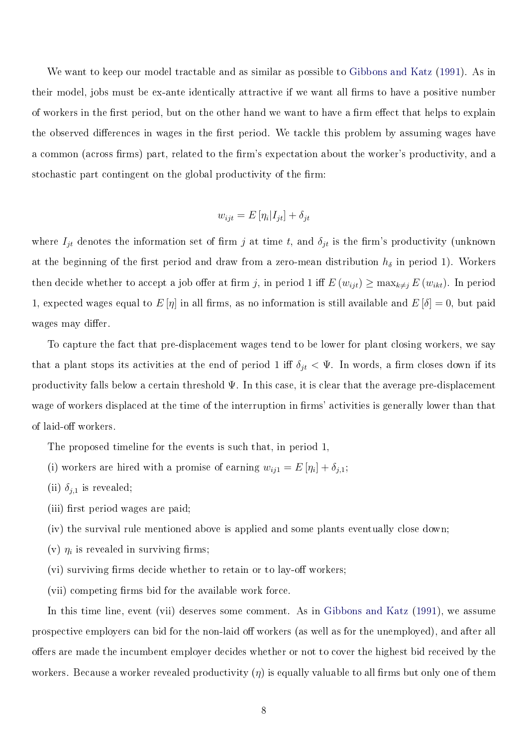We want to keep our model tractable and as similar as possible to Gibbons and Katz (1991). As in their model, jobs must be ex-ante identically attractive if we want all firms to have a positive number of workers in the first period, but on the other hand we want to have a firm effect that helps to explain the observed differences in wages in the first period. We tackle this problem by assuming wages have a common (across firms) part, related to the firm's expectation about the worker's productivity, and a stochastic part contingent on the global productivity of the firm:

$$w_{ijt} = E\left[\eta_i | I_{jt}\right] + \delta_{jt}$$

where $I_{jt}$ denotes the information set of firm $j$ at time $t$, and $\delta_{jt}$ is the firm's productivity (unknown at the beginning of the first period and draw from a zero-mean distribution $h_\delta$ in period 1). Workers then decide whether to accept a job offer at firm $j$, in period 1 iff $E\left(w_{ijt}\right) \geq \max_{k \neq j} E\left(w_{ikt}\right)$. In period 1, expected wages equal to $E\left[\eta\right]$ in all firms, as no information is still available and $E\left[\delta\right] = 0$, but paid wages may differ.

To capture the fact that pre-displacement wages tend to be lower for plant closing workers, we say that a plant stops its activities at the end of period 1 iff $\delta_{jt} < \Psi$. In words, a firm closes down if its productivity falls below a certain threshold $\Psi$. In this case, it is clear that the average pre-displacement wage of workers displaced at the time of the interruption in firms' activities is generally lower than that of laid-off workers.

The proposed timeline for the events is such that, in period 1,

(i) workers are hired with a promise of earning $w_{ij1} = E\left[\eta_i\right] + \delta_{j,1}$;

(ii) $\delta_{j,1}$ is revealed;

(iii) first period wages are paid;

(iv) the survival rule mentioned above is applied and some plants eventually close down;

(v) $\eta_i$ is revealed in surviving firms;

(vi) surviving firms decide whether to retain or to lay-off workers;

(vii) competing firms bid for the available work force.

In this time line, event (vii) deserves some comment. As in Gibbons and Katz (1991), we assume prospective employers can bid for the non-laid off workers (as well as for the unemployed), and after all offers are made the incumbent employer decides whether or not to cover the highest bid received by the workers. Because a worker revealed productivity ($\eta$) is equally valuable to all firms but only one of them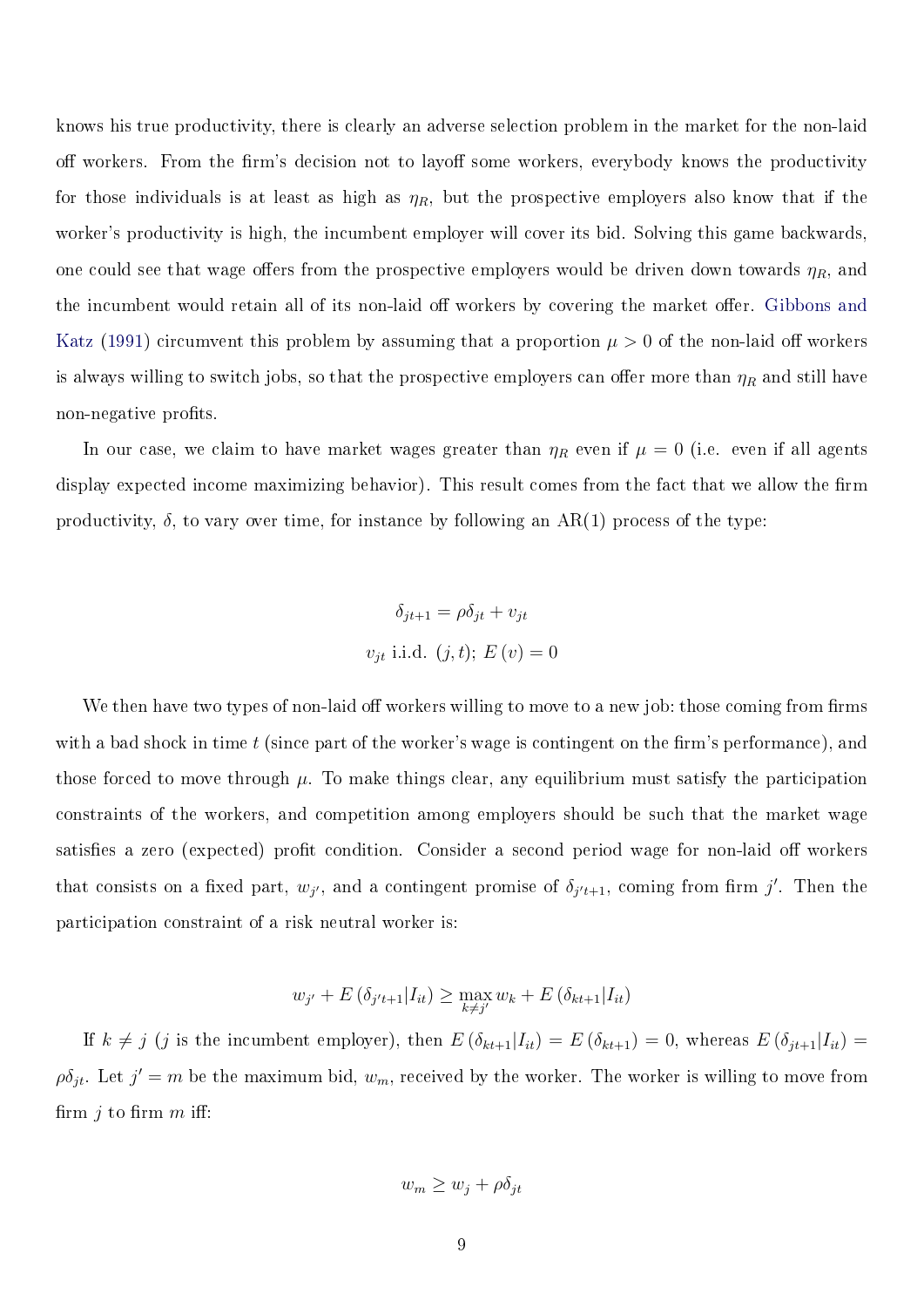knows his true productivity, there is clearly an adverse selection problem in the market for the non-laid off workers. From the firm's decision not to layoff some workers, everybody knows the productivity for those individuals is at least as high as $\eta_R$, but the prospective employers also know that if the worker's productivity is high, the incumbent employer will cover its bid. Solving this game backwards, one could see that wage offers from the prospective employers would be driven down towards $\eta_R$, and the incumbent would retain all of its non-laid off workers by covering the market offer. Gibbons and Katz (1991) circumvent this problem by assuming that a proportion $\mu > 0$ of the non-laid off workers is always willing to switch jobs, so that the prospective employers can offer more than $\eta_R$ and still have non-negative profits.

In our case, we claim to have market wages greater than $\eta_R$ even if $\mu = 0$ (i.e. even if all agents display expected income maximizing behavior). This result comes from the fact that we allow the firm productivity, $\delta$, to vary over time, for instance by following an AR(1) process of the type:

$$\delta_{jt+1} = \rho \delta_{jt} + v_{jt}$$

$$v_{jt} \text{ i.i.d. } (j,t);\ E(v) = 0$$

We then have two types of non-laid off workers willing to move to a new job: those coming from firms with a bad shock in time $t$ (since part of the worker's wage is contingent on the firm's performance), and those forced to move through $\mu$. To make things clear, any equilibrium must satisfy the participation constraints of the workers, and competition among employers should be such that the market wage satisfies a zero (expected) profit condition. Consider a second period wage for non-laid off workers that consists on a fixed part, $w_{j'}$, and a contingent promise of $\delta_{j't+1}$, coming from firm $j'$. Then the participation constraint of a risk neutral worker is:

$$w_{j'} + E(\delta_{j't+1}|I_{it}) \geq \max_{k \neq j'} w_k + E(\delta_{kt+1}|I_{it})$$

If $k \neq j$ ($j$ is the incumbent employer), then $E(\delta_{kt+1}|I_{it}) = E(\delta_{kt+1}) = 0$, whereas $E(\delta_{jt+1}|I_{it}) = \rho\delta_{jt}$. Let $j' = m$ be the maximum bid, $w_m$, received by the worker. The worker is willing to move from firm $j$ to firm $m$ iff:

$$w_m \geq w_j + \rho\delta_{jt}$$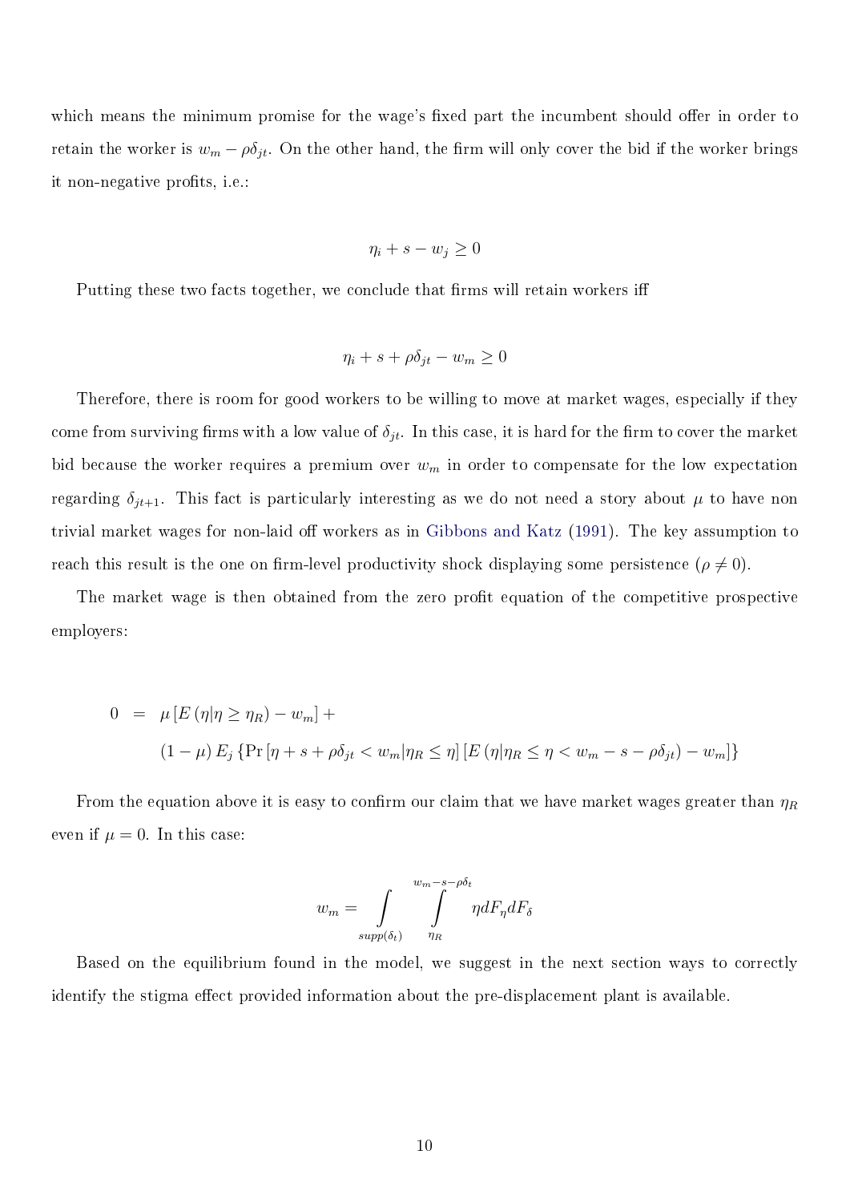which means the minimum promise for the wage's fixed part the incumbent should offer in order to retain the worker is $w_m - \rho\delta_{jt}$. On the other hand, the firm will only cover the bid if the worker brings it non-negative profits, i.e.:

$$\eta_i + s - w_j \geq 0$$

Putting these two facts together, we conclude that firms will retain workers iff

$$\eta_i + s + \rho\delta_{jt} - w_m \geq 0$$

Therefore, there is room for good workers to be willing to move at market wages, especially if they come from surviving firms with a low value of $\delta_{jt}$. In this case, it is hard for the firm to cover the market bid because the worker requires a premium over $w_m$ in order to compensate for the low expectation regarding $\delta_{jt+1}$. This fact is particularly interesting as we do not need a story about $\mu$ to have non trivial market wages for non-laid off workers as in Gibbons and Katz (1991). The key assumption to reach this result is the one on firm-level productivity shock displaying some persistence ($\rho \neq 0$).

The market wage is then obtained from the zero profit equation of the competitive prospective employers:

$$\begin{aligned}
0 &= \mu \left[ E\left(\eta | \eta \geq \eta_R\right) - w_m \right] + \\
&\quad (1-\mu) E_j \left\{ \Pr\left[\eta + s + \rho\delta_{jt} < w_m | \eta_R \leq \eta\right] \left[ E\left(\eta | \eta_R \leq \eta < w_m - s - \rho\delta_{jt}\right) - w_m \right] \right\}
\end{aligned}$$

From the equation above it is easy to confirm our claim that we have market wages greater than $\eta_R$ even if $\mu = 0$. In this case:

$$w_m = \int\limits_{supp(\delta_t)} \int\limits_{\eta_R}^{w_m - s - \rho\delta_t} \eta dF_\eta dF_\delta$$

Based on the equilibrium found in the model, we suggest in the next section ways to correctly identify the stigma effect provided information about the pre-displacement plant is available.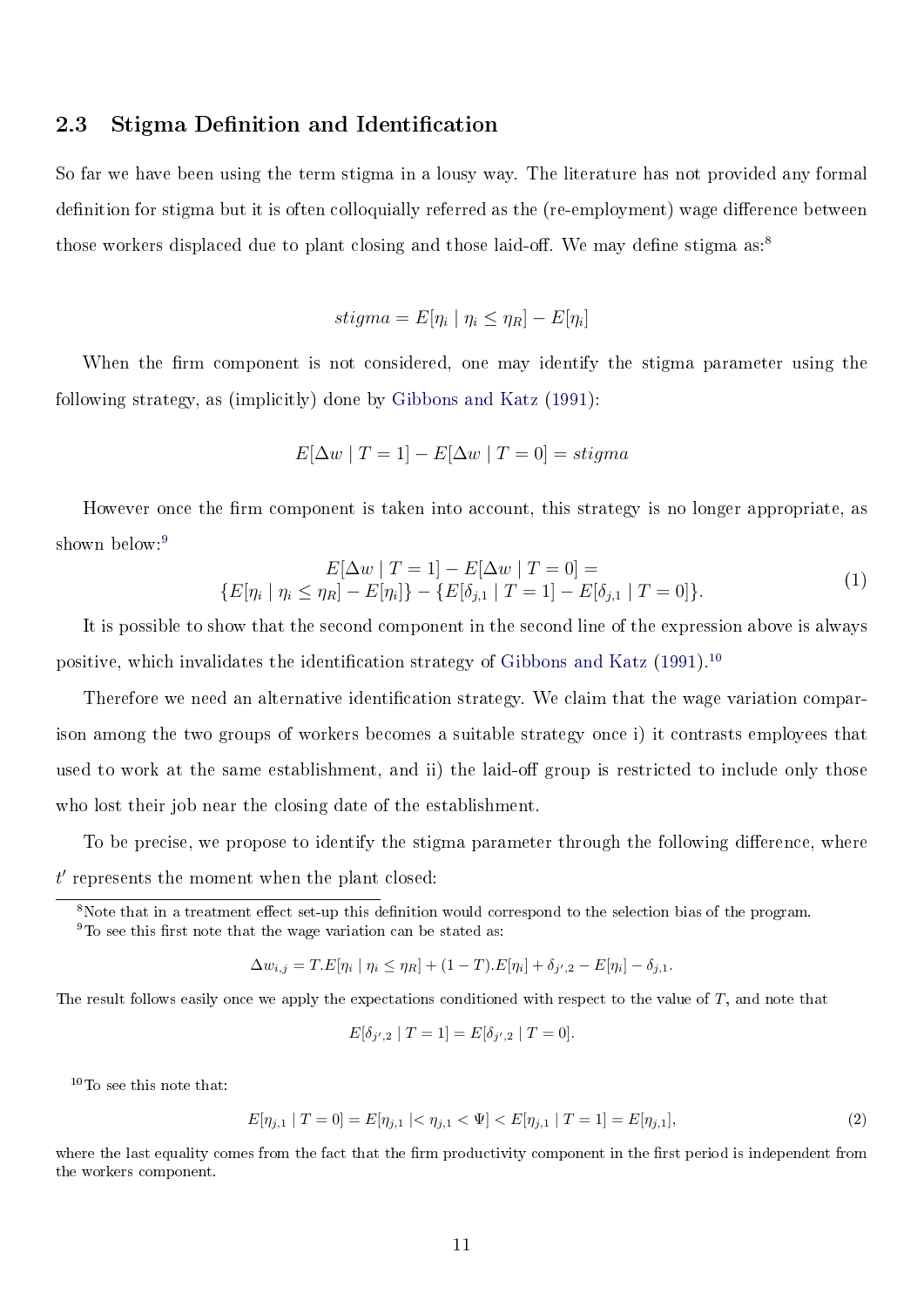## 2.3 Stigma Definition and Identification

So far we have been using the term stigma in a lousy way. The literature has not provided any formal definition for stigma but it is often colloquially referred as the (re-employment) wage difference between those workers displaced due to plant closing and those laid-off. We may define stigma as:[8]

$$stigma = E[\eta_i \mid \eta_i \leq \eta_R] - E[\eta_i]$$

When the firm component is not considered, one may identify the stigma parameter using the following strategy, as (implicitly) done by Gibbons and Katz (1991):

$$E[\Delta w \mid T = 1] - E[\Delta w \mid T = 0] = stigma$$

However once the firm component is taken into account, this strategy is no longer appropriate, as shown below:[9]

$$\begin{gathered} E[\Delta w \mid T = 1] - E[\Delta w \mid T = 0] = \\ \{E[\eta_i \mid \eta_i \leq \eta_R] - E[\eta_i]\} - \{E[\delta_{j,1} \mid T = 1] - E[\delta_{j,1} \mid T = 0]\}. \end{gathered} \tag{1}$$

It is possible to show that the second component in the second line of the expression above is always positive, which invalidates the identification strategy of Gibbons and Katz (1991).[10]

Therefore we need an alternative identification strategy. We claim that the wage variation comparison among the two groups of workers becomes a suitable strategy once i) it contrasts employees that used to work at the same establishment, and ii) the laid-off group is restricted to include only those who lost their job near the closing date of the establishment.

To be precise, we propose to identify the stigma parameter through the following difference, where $t'$ represents the moment when the plant closed:

---

[8] Note that in a treatment effect set-up this definition would correspond to the selection bias of the program.

[9] To see this first note that the wage variation can be stated as:

$$\Delta w_{i,j} = T.E[\eta_i \mid \eta_i \leq \eta_R] + (1 - T).E[\eta_i] + \delta_{j',2} - E[\eta_i] - \delta_{j,1}.$$

The result follows easily once we apply the expectations conditioned with respect to the value of $T$, and note that

$$E[\delta_{j',2} \mid T = 1] = E[\delta_{j',2} \mid T = 0].$$

[10] To see this note that:

$$E[\eta_{j,1} \mid T = 0] = E[\eta_{j,1} \mid < \eta_{j,1} < \Psi] < E[\eta_{j,1} \mid T = 1] = E[\eta_{j,1}], \tag{2}$$

where the last equality comes from the fact that the firm productivity component in the first period is independent from the workers component.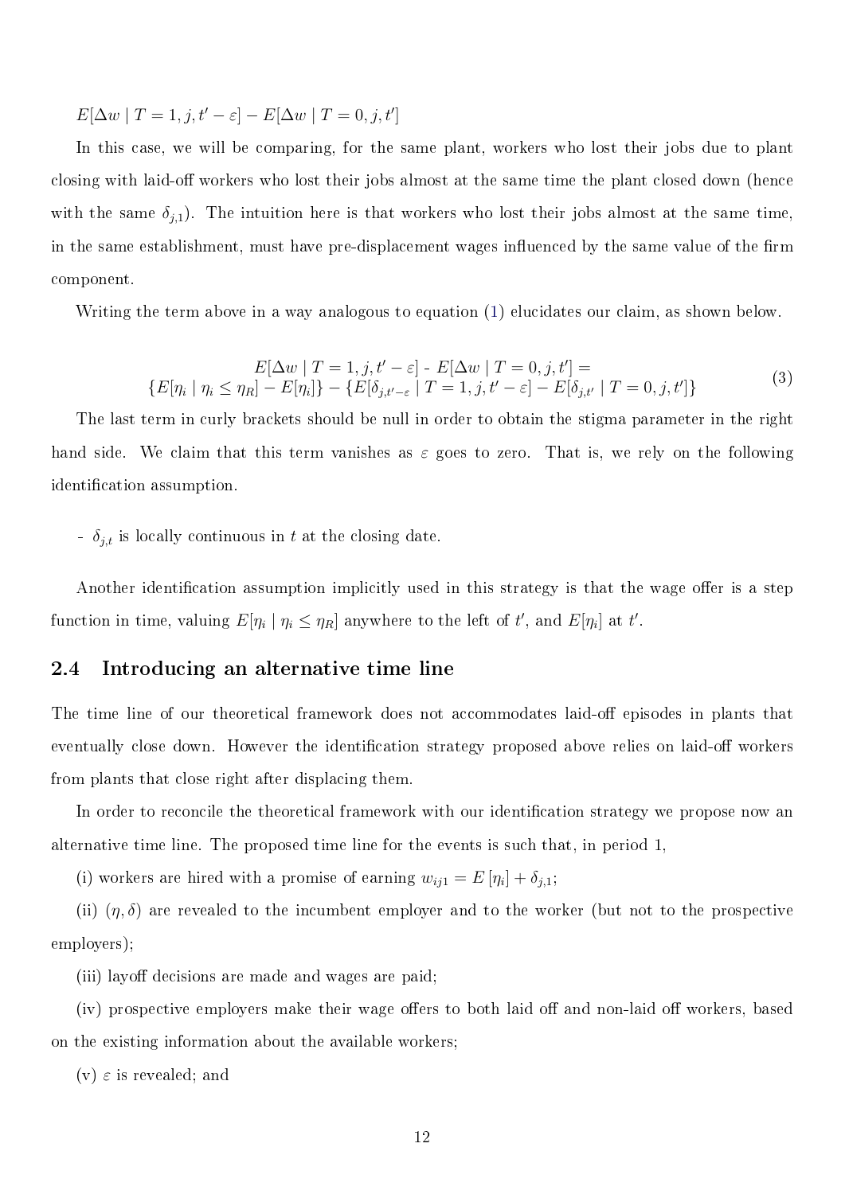$E[\Delta w \mid T = 1, j, t' - \varepsilon] - E[\Delta w \mid T = 0, j, t']$

In this case, we will be comparing, for the same plant, workers who lost their jobs due to plant closing with laid-off workers who lost their jobs almost at the same time the plant closed down (hence with the same $\delta_{j,1}$). The intuition here is that workers who lost their jobs almost at the same time, in the same establishment, must have pre-displacement wages influenced by the same value of the firm component.

Writing the term above in a way analogous to equation (1) elucidates our claim, as shown below.

$$E[\Delta w \mid T = 1, j, t' - \varepsilon] \text{ - } E[\Delta w \mid T = 0, j, t'] = \\ \{E[\eta_i \mid \eta_i \leq \eta_R] - E[\eta_i]\} - \{E[\delta_{j,t'-\varepsilon} \mid T = 1, j, t' - \varepsilon] - E[\delta_{j,t'} \mid T = 0, j, t']\} \tag{3}$$

The last term in curly brackets should be null in order to obtain the stigma parameter in the right hand side. We claim that this term vanishes as $\varepsilon$ goes to zero. That is, we rely on the following identification assumption.

- $\delta_{j,t}$ is locally continuous in $t$ at the closing date.

Another identification assumption implicitly used in this strategy is that the wage offer is a step function in time, valuing $E[\eta_i \mid \eta_i \leq \eta_R]$ anywhere to the left of $t'$, and $E[\eta_i]$ at $t'$.

## 2.4 Introducing an alternative time line

The time line of our theoretical framework does not accommodates laid-off episodes in plants that eventually close down. However the identification strategy proposed above relies on laid-off workers from plants that close right after displacing them.

In order to reconcile the theoretical framework with our identification strategy we propose now an alternative time line. The proposed time line for the events is such that, in period 1,

(i) workers are hired with a promise of earning $w_{ij1} = E[\eta_i] + \delta_{j,1}$;

(ii) $(\eta, \delta)$ are revealed to the incumbent employer and to the worker (but not to the prospective employers);

(iii) layoff decisions are made and wages are paid;

(iv) prospective employers make their wage offers to both laid off and non-laid off workers, based on the existing information about the available workers;

(v) $\varepsilon$ is revealed; and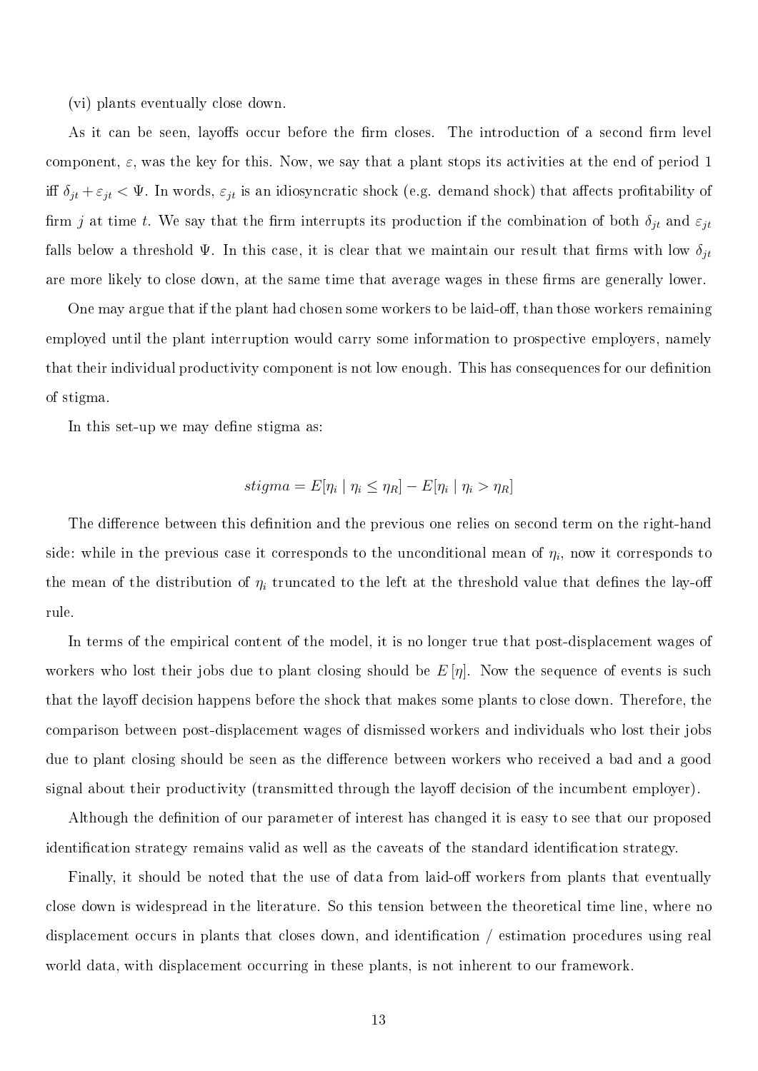(vi) plants eventually close down.

As it can be seen, layoffs occur before the firm closes. The introduction of a second firm level component, $\varepsilon$, was the key for this. Now, we say that a plant stops its activities at the end of period 1 iff $\delta_{jt} + \varepsilon_{jt} < \Psi$. In words, $\varepsilon_{jt}$ is an idiosyncratic shock (e.g. demand shock) that affects profitability of firm $j$ at time $t$. We say that the firm interrupts its production if the combination of both $\delta_{jt}$ and $\varepsilon_{jt}$ falls below a threshold $\Psi$. In this case, it is clear that we maintain our result that firms with low $\delta_{jt}$ are more likely to close down, at the same time that average wages in these firms are generally lower.

One may argue that if the plant had chosen some workers to be laid-off, than those workers remaining employed until the plant interruption would carry some information to prospective employers, namely that their individual productivity component is not low enough. This has consequences for our definition of stigma.

In this set-up we may define stigma as:

$$stigma = E[\eta_i \mid \eta_i \leq \eta_R] - E[\eta_i \mid \eta_i > \eta_R]$$

The difference between this definition and the previous one relies on second term on the right-hand side: while in the previous case it corresponds to the unconditional mean of $\eta_i$, now it corresponds to the mean of the distribution of $\eta_i$ truncated to the left at the threshold value that defines the lay-off rule.

In terms of the empirical content of the model, it is no longer true that post-displacement wages of workers who lost their jobs due to plant closing should be $E[\eta]$. Now the sequence of events is such that the layoff decision happens before the shock that makes some plants to close down. Therefore, the comparison between post-displacement wages of dismissed workers and individuals who lost their jobs due to plant closing should be seen as the difference between workers who received a bad and a good signal about their productivity (transmitted through the layoff decision of the incumbent employer).

Although the definition of our parameter of interest has changed it is easy to see that our proposed identification strategy remains valid as well as the caveats of the standard identification strategy.

Finally, it should be noted that the use of data from laid-off workers from plants that eventually close down is widespread in the literature. So this tension between the theoretical time line, where no displacement occurs in plants that closes down, and identification / estimation procedures using real world data, with displacement occurring in these plants, is not inherent to our framework.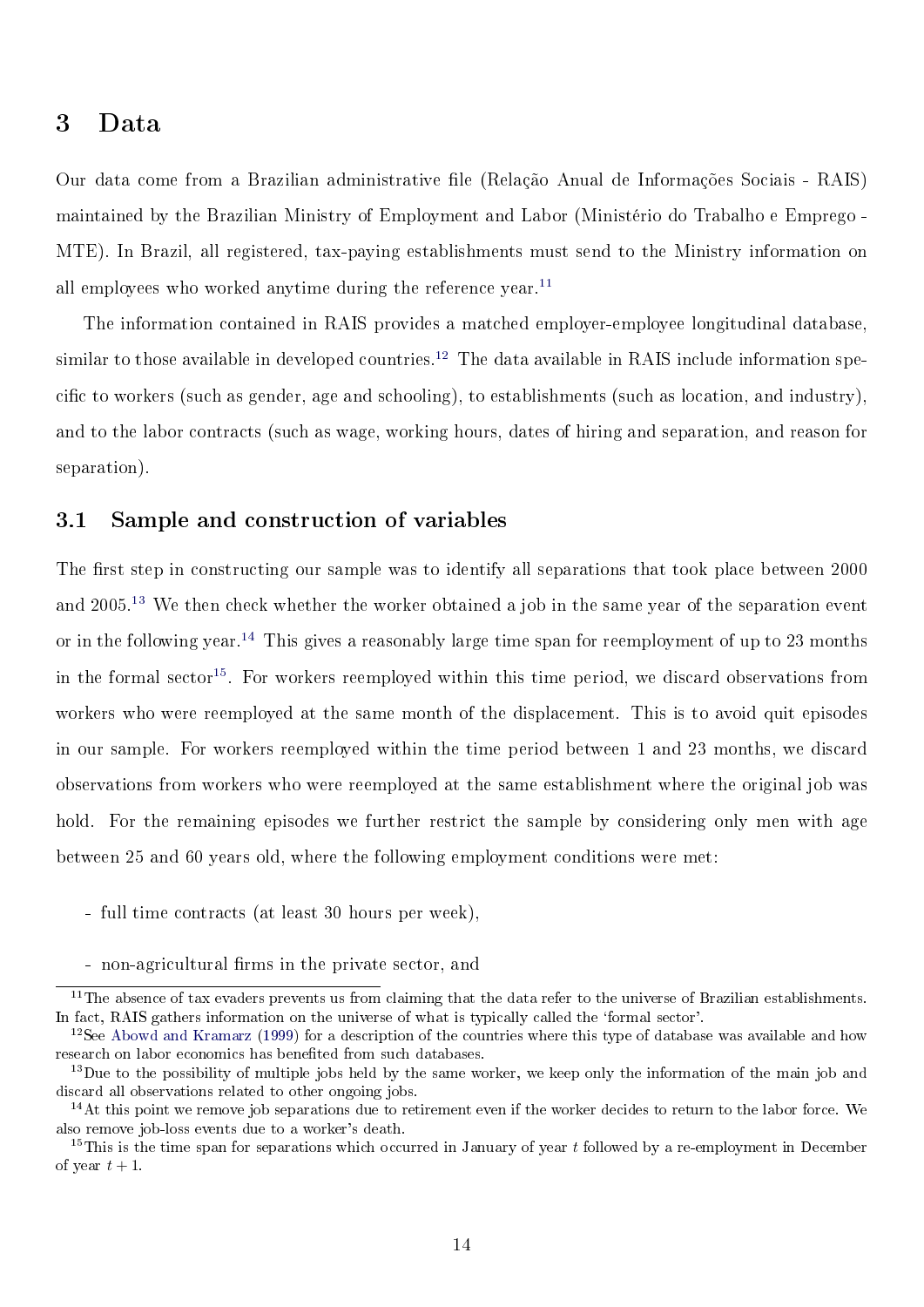# 3 Data

Our data come from a Brazilian administrative file (Relação Anual de Informações Sociais - RAIS) maintained by the Brazilian Ministry of Employment and Labor (Ministério do Trabalho e Emprego - MTE). In Brazil, all registered, tax-paying establishments must send to the Ministry information on all employees who worked anytime during the reference year.[11]

The information contained in RAIS provides a matched employer-employee longitudinal database, similar to those available in developed countries.[12] The data available in RAIS include information specific to workers (such as gender, age and schooling), to establishments (such as location, and industry), and to the labor contracts (such as wage, working hours, dates of hiring and separation, and reason for separation).

## 3.1 Sample and construction of variables

The first step in constructing our sample was to identify all separations that took place between 2000 and 2005.[13] We then check whether the worker obtained a job in the same year of the separation event or in the following year.[14] This gives a reasonably large time span for reemployment of up to 23 months in the formal sector[15]. For workers reemployed within this time period, we discard observations from workers who were reemployed at the same month of the displacement. This is to avoid quit episodes in our sample. For workers reemployed within the time period between 1 and 23 months, we discard observations from workers who were reemployed at the same establishment where the original job was hold. For the remaining episodes we further restrict the sample by considering only men with age between 25 and 60 years old, where the following employment conditions were met:

- full time contracts (at least 30 hours per week),
- non-agricultural firms in the private sector, and

---

[11] The absence of tax evaders prevents us from claiming that the data refer to the universe of Brazilian establishments. In fact, RAIS gathers information on the universe of what is typically called the 'formal sector'.

[12] See Abowd and Kramarz (1999) for a description of the countries where this type of database was available and how research on labor economics has benefited from such databases.

[13] Due to the possibility of multiple jobs held by the same worker, we keep only the information of the main job and discard all observations related to other ongoing jobs.

[14] At this point we remove job separations due to retirement even if the worker decides to return to the labor force. We also remove job-loss events due to a worker's death.

[15] This is the time span for separations which occurred in January of year $t$ followed by a re-employment in December of year $t + 1$.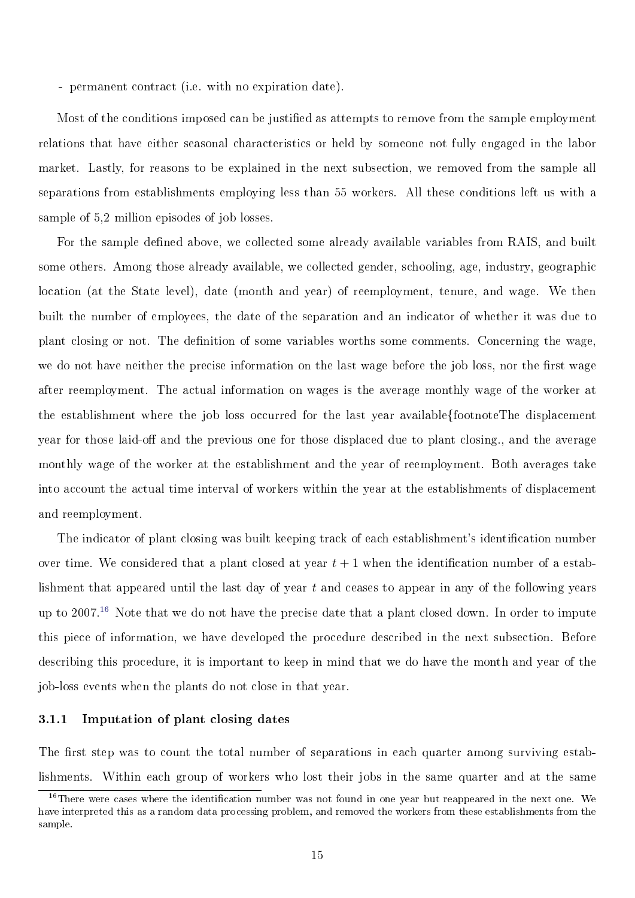- permanent contract (i.e. with no expiration date).

Most of the conditions imposed can be justified as attempts to remove from the sample employment relations that have either seasonal characteristics or held by someone not fully engaged in the labor market. Lastly, for reasons to be explained in the next subsection, we removed from the sample all separations from establishments employing less than 55 workers. All these conditions left us with a sample of 5,2 million episodes of job losses.

For the sample defined above, we collected some already available variables from RAIS, and built some others. Among those already available, we collected gender, schooling, age, industry, geographic location (at the State level), date (month and year) of reemployment, tenure, and wage. We then built the number of employees, the date of the separation and an indicator of whether it was due to plant closing or not. The definition of some variables worths some comments. Concerning the wage, we do not have neither the precise information on the last wage before the job loss, nor the first wage after reemployment. The actual information on wages is the average monthly wage of the worker at the establishment where the job loss occurred for the last year available{footnoteThe displacement year for those laid-off and the previous one for those displaced due to plant closing., and the average monthly wage of the worker at the establishment and the year of reemployment. Both averages take into account the actual time interval of workers within the year at the establishments of displacement and reemployment.

The indicator of plant closing was built keeping track of each establishment's identification number over time. We considered that a plant closed at year $t+1$ when the identification number of a establishment that appeared until the last day of year $t$ and ceases to appear in any of the following years up to 2007.[16] Note that we do not have the precise date that a plant closed down. In order to impute this piece of information, we have developed the procedure described in the next subsection. Before describing this procedure, it is important to keep in mind that we do have the month and year of the job-loss events when the plants do not close in that year.

### 3.1.1 Imputation of plant closing dates

The first step was to count the total number of separations in each quarter among surviving establishments. Within each group of workers who lost their jobs in the same quarter and at the same

[16] There were cases where the identification number was not found in one year but reappeared in the next one. We have interpreted this as a random data processing problem, and removed the workers from these establishments from the sample.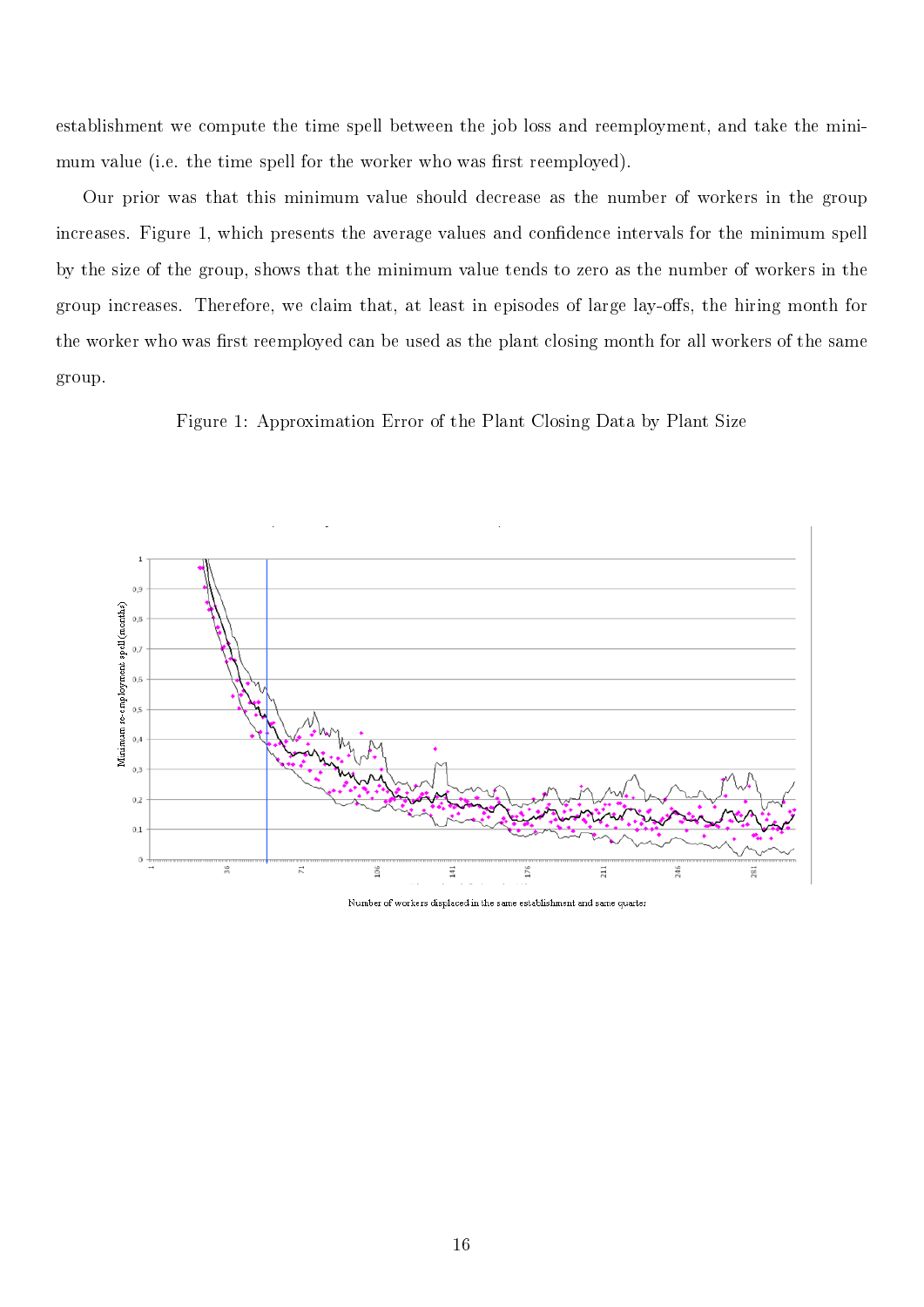establishment we compute the time spell between the job loss and reemployment, and take the minimum value (i.e. the time spell for the worker who was first reemployed).

Our prior was that this minimum value should decrease as the number of workers in the group increases. Figure 1, which presents the average values and confidence intervals for the minimum spell by the size of the group, shows that the minimum value tends to zero as the number of workers in the group increases. Therefore, we claim that, at least in episodes of large lay-offs, the hiring month for the worker who was first reemployed can be used as the plant closing month for all workers of the same group.

Figure 1: Approximation Error of the Plant Closing Data by Plant Size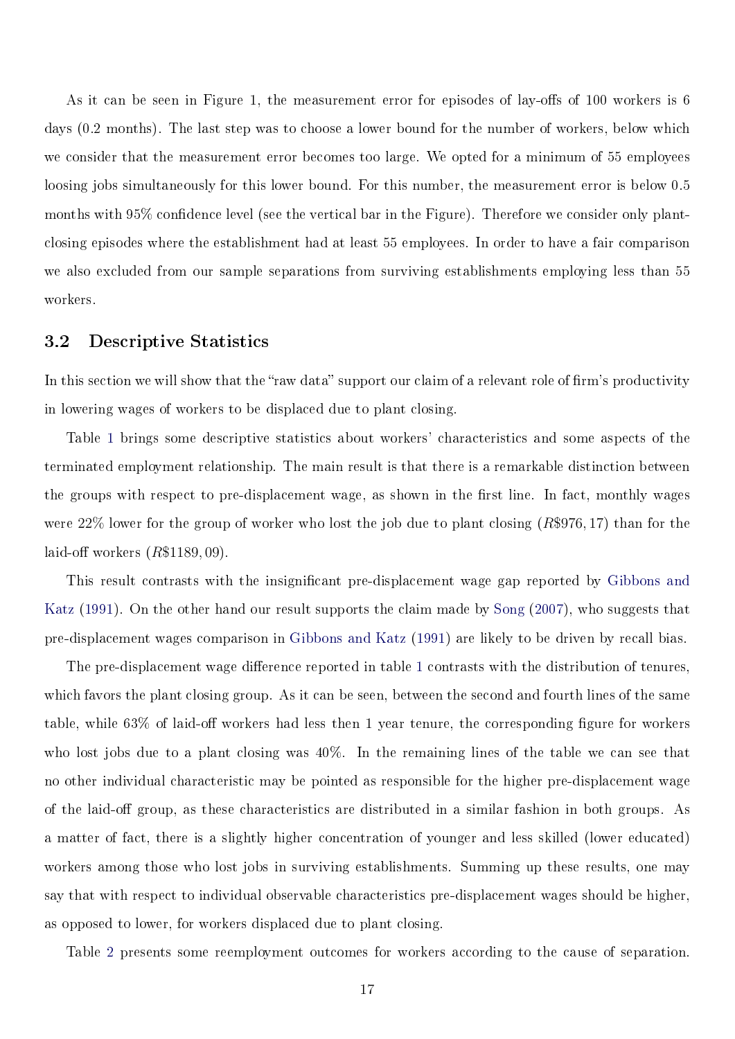As it can be seen in Figure 1, the measurement error for episodes of lay-offs of 100 workers is 6 days (0.2 months). The last step was to choose a lower bound for the number of workers, below which we consider that the measurement error becomes too large. We opted for a minimum of 55 employees loosing jobs simultaneously for this lower bound. For this number, the measurement error is below 0.5 months with 95% confidence level (see the vertical bar in the Figure). Therefore we consider only plant-closing episodes where the establishment had at least 55 employees. In order to have a fair comparison we also excluded from our sample separations from surviving establishments employing less than 55 workers.

## 3.2 Descriptive Statistics

In this section we will show that the "raw data" support our claim of a relevant role of firm's productivity in lowering wages of workers to be displaced due to plant closing.

Table 1 brings some descriptive statistics about workers' characteristics and some aspects of the terminated employment relationship. The main result is that there is a remarkable distinction between the groups with respect to pre-displacement wage, as shown in the first line. In fact, monthly wages were 22% lower for the group of worker who lost the job due to plant closing ($R\$976,17$) than for the laid-off workers ($R\$1189,09$).

This result contrasts with the insignificant pre-displacement wage gap reported by Gibbons and Katz (1991). On the other hand our result supports the claim made by Song (2007), who suggests that pre-displacement wages comparison in Gibbons and Katz (1991) are likely to be driven by recall bias.

The pre-displacement wage difference reported in table 1 contrasts with the distribution of tenures, which favors the plant closing group. As it can be seen, between the second and fourth lines of the same table, while 63% of laid-off workers had less then 1 year tenure, the corresponding figure for workers who lost jobs due to a plant closing was 40%. In the remaining lines of the table we can see that no other individual characteristic may be pointed as responsible for the higher pre-displacement wage of the laid-off group, as these characteristics are distributed in a similar fashion in both groups. As a matter of fact, there is a slightly higher concentration of younger and less skilled (lower educated) workers among those who lost jobs in surviving establishments. Summing up these results, one may say that with respect to individual observable characteristics pre-displacement wages should be higher, as opposed to lower, for workers displaced due to plant closing.

Table 2 presents some reemployment outcomes for workers according to the cause of separation.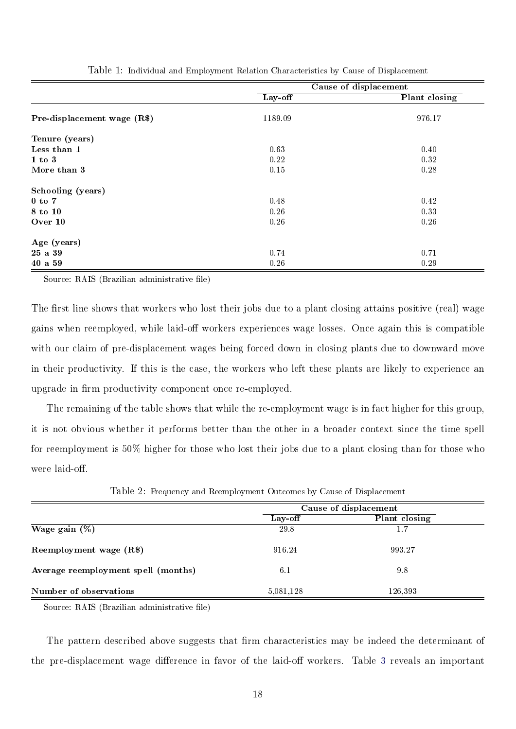Table 1: Individual and Employment Relation Characteristics by Cause of Displacement

| | Cause of displacement | |
|---|---|---|
| | Lay-off | Plant closing |
| **Pre-displacement wage (R$)** | 1189.09 | 976.17 |
| **Tenure (years)** | | |
| **Less than 1** | 0.63 | 0.40 |
| **1 to 3** | 0.22 | 0.32 |
| **More than 3** | 0.15 | 0.28 |
| **Schooling (years)** | | |
| **0 to 7** | 0.48 | 0.42 |
| **8 to 10** | 0.26 | 0.33 |
| **Over 10** | 0.26 | 0.26 |
| **Age (years)** | | |
| **25 a 39** | 0.74 | 0.71 |
| **40 a 59** | 0.26 | 0.29 |

Source: RAIS (Brazilian administrative file)

The first line shows that workers who lost their jobs due to a plant closing attains positive (real) wage gains when reemployed, while laid-off workers experiences wage losses. Once again this is compatible with our claim of pre-displacement wages being forced down in closing plants due to downward move in their productivity. If this is the case, the workers who left these plants are likely to experience an upgrade in firm productivity component once re-employed.

The remaining of the table shows that while the re-employment wage is in fact higher for this group, it is not obvious whether it performs better than the other in a broader context since the time spell for reemployment is 50% higher for those who lost their jobs due to a plant closing than for those who were laid-off.

Table 2: Frequency and Reemployment Outcomes by Cause of Displacement

| | Cause of displacement | |
|---|---|---|
| | Lay-off | Plant closing |
| **Wage gain (%)** | -29.8 | 1.7 |
| **Reemployment wage (R$)** | 916.24 | 993.27 |
| **Average reemployment spell (months)** | 6.1 | 9.8 |
| **Number of observations** | 5,081,128 | 126,393 |

Source: RAIS (Brazilian administrative file)

The pattern described above suggests that firm characteristics may be indeed the determinant of the pre-displacement wage difference in favor of the laid-off workers. Table 3 reveals an important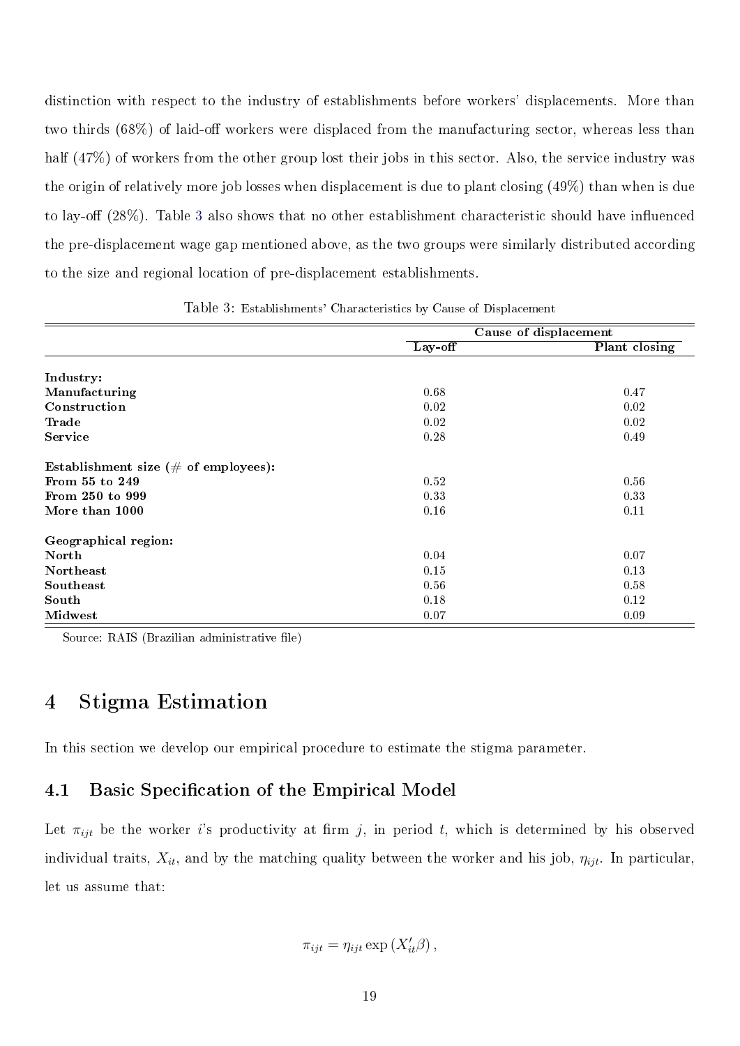distinction with respect to the industry of establishments before workers' displacements. More than two thirds (68%) of laid-off workers were displaced from the manufacturing sector, whereas less than half (47%) of workers from the other group lost their jobs in this sector. Also, the service industry was the origin of relatively more job losses when displacement is due to plant closing (49%) than when is due to lay-off (28%). Table 3 also shows that no other establishment characteristic should have influenced the pre-displacement wage gap mentioned above, as the two groups were similarly distributed according to the size and regional location of pre-displacement establishments.

Table 3: Establishments' Characteristics by Cause of Displacement

| | Cause of displacement | |
|---|---|---|
| | **Lay-off** | **Plant closing** |
| **Industry:** | | |
| **Manufacturing** | 0.68 | 0.47 |
| **Construction** | 0.02 | 0.02 |
| **Trade** | 0.02 | 0.02 |
| **Service** | 0.28 | 0.49 |
| **Establishment size (# of employees):** | | |
| **From 55 to 249** | 0.52 | 0.56 |
| **From 250 to 999** | 0.33 | 0.33 |
| **More than 1000** | 0.16 | 0.11 |
| **Geographical region:** | | |
| **North** | 0.04 | 0.07 |
| **Northeast** | 0.15 | 0.13 |
| **Southeast** | 0.56 | 0.58 |
| **South** | 0.18 | 0.12 |
| **Midwest** | 0.07 | 0.09 |

Source: RAIS (Brazilian administrative file)

# 4 Stigma Estimation

In this section we develop our empirical procedure to estimate the stigma parameter.

## 4.1 Basic Specification of the Empirical Model

Let $\pi_{ijt}$ be the worker $i$'s productivity at firm $j$, in period $t$, which is determined by his observed individual traits, $X_{it}$, and by the matching quality between the worker and his job, $\eta_{ijt}$. In particular, let us assume that:

$$\pi_{ijt} = \eta_{ijt} \exp\left(X_{it}'\beta\right),$$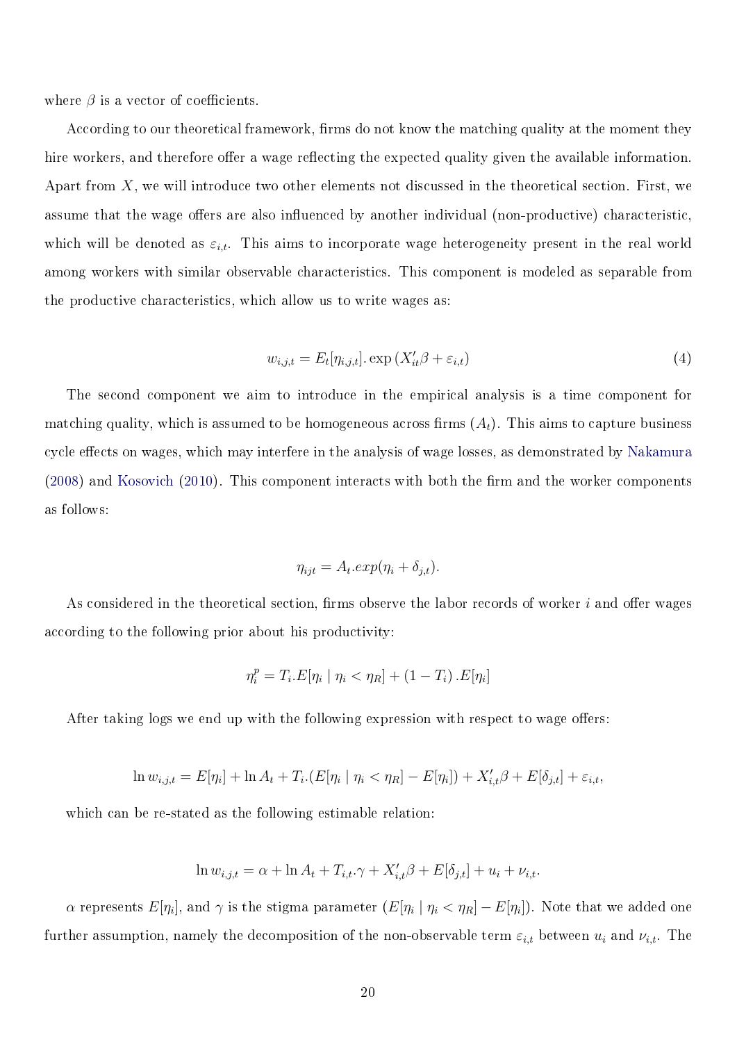where $\beta$ is a vector of coefficients.

According to our theoretical framework, firms do not know the matching quality at the moment they hire workers, and therefore offer a wage reflecting the expected quality given the available information. Apart from $X$, we will introduce two other elements not discussed in the theoretical section. First, we assume that the wage offers are also influenced by another individual (non-productive) characteristic, which will be denoted as $\varepsilon_{i,t}$. This aims to incorporate wage heterogeneity present in the real world among workers with similar observable characteristics. This component is modeled as separable from the productive characteristics, which allow us to write wages as:

$$w_{i,j,t} = E_t[\eta_{i,j,t}].\exp\left(X_{it}'\beta + \varepsilon_{i,t}\right) \tag{4}$$

The second component we aim to introduce in the empirical analysis is a time component for matching quality, which is assumed to be homogeneous across firms ($A_t$). This aims to capture business cycle effects on wages, which may interfere in the analysis of wage losses, as demonstrated by Nakamura (2008) and Kosovich (2010). This component interacts with both the firm and the worker components as follows:

$$\eta_{ijt} = A_t.exp(\eta_i + \delta_{j,t}).$$

As considered in the theoretical section, firms observe the labor records of worker $i$ and offer wages according to the following prior about his productivity:

$$\eta_i^p = T_i.E[\eta_i \mid \eta_i < \eta_R] + (1 - T_i)\,.E[\eta_i]$$

After taking logs we end up with the following expression with respect to wage offers:

$$\ln w_{i,j,t} = E[\eta_i] + \ln A_t + T_i.(E[\eta_i \mid \eta_i < \eta_R] - E[\eta_i]) + X_{i,t}'\beta + E[\delta_{j,t}] + \varepsilon_{i,t},$$

which can be re-stated as the following estimable relation:

$$\ln w_{i,j,t} = \alpha + \ln A_t + T_{i,t}.\gamma + X_{i,t}'\beta + E[\delta_{j,t}] + u_i + \nu_{i,t}.$$

$\alpha$ represents $E[\eta_i]$, and $\gamma$ is the stigma parameter ($E[\eta_i \mid \eta_i < \eta_R] - E[\eta_i]$). Note that we added one further assumption, namely the decomposition of the non-observable term $\varepsilon_{i,t}$ between $u_i$ and $\nu_{i,t}$. The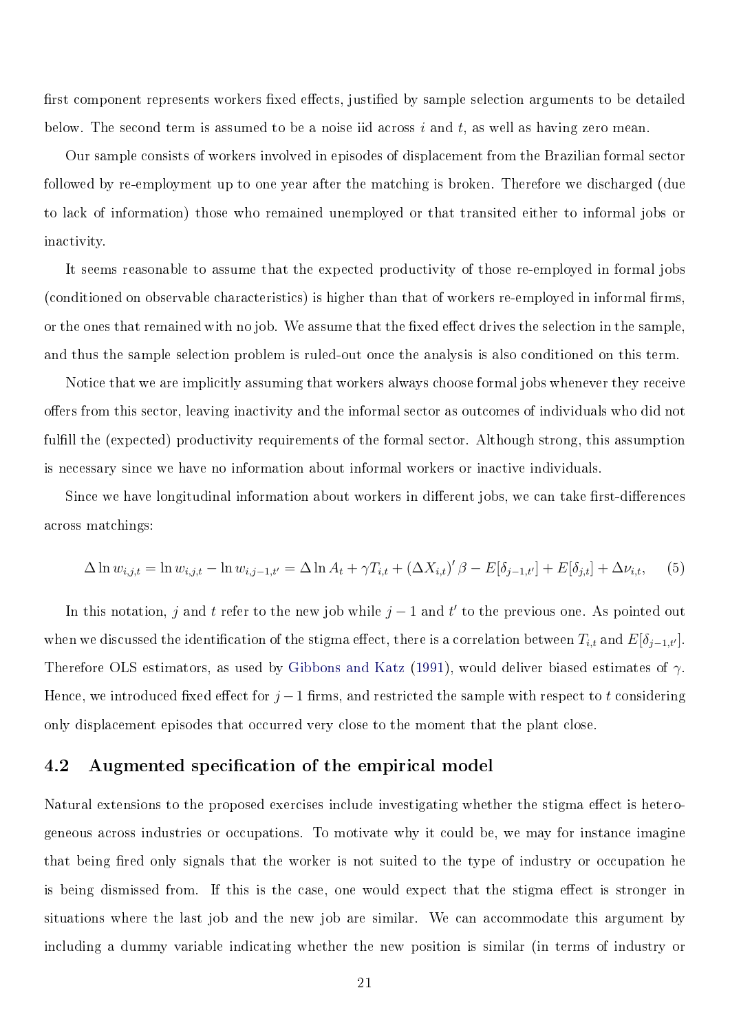first component represents workers fixed effects, justified by sample selection arguments to be detailed below. The second term is assumed to be a noise iid across $i$ and $t$, as well as having zero mean.

Our sample consists of workers involved in episodes of displacement from the Brazilian formal sector followed by re-employment up to one year after the matching is broken. Therefore we discharged (due to lack of information) those who remained unemployed or that transited either to informal jobs or inactivity.

It seems reasonable to assume that the expected productivity of those re-employed in formal jobs (conditioned on observable characteristics) is higher than that of workers re-employed in informal firms, or the ones that remained with no job. We assume that the fixed effect drives the selection in the sample, and thus the sample selection problem is ruled-out once the analysis is also conditioned on this term.

Notice that we are implicitly assuming that workers always choose formal jobs whenever they receive offers from this sector, leaving inactivity and the informal sector as outcomes of individuals who did not fulfill the (expected) productivity requirements of the formal sector. Although strong, this assumption is necessary since we have no information about informal workers or inactive individuals.

Since we have longitudinal information about workers in different jobs, we can take first-differences across matchings:

$$\Delta \ln w_{i,j,t} = \ln w_{i,j,t} - \ln w_{i,j-1,t'} = \Delta \ln A_t + \gamma T_{i,t} + (\Delta X_{i,t})' \beta - E[\delta_{j-1,t'}] + E[\delta_{j,t}] + \Delta \nu_{i,t}, \quad (5)$$

In this notation, $j$ and $t$ refer to the new job while $j-1$ and $t'$ to the previous one. As pointed out when we discussed the identification of the stigma effect, there is a correlation between $T_{i,t}$ and $E[\delta_{j-1,t'}]$. Therefore OLS estimators, as used by Gibbons and Katz (1991), would deliver biased estimates of $\gamma$. Hence, we introduced fixed effect for $j-1$ firms, and restricted the sample with respect to $t$ considering only displacement episodes that occurred very close to the moment that the plant close.

## 4.2 Augmented specification of the empirical model

Natural extensions to the proposed exercises include investigating whether the stigma effect is heterogeneous across industries or occupations. To motivate why it could be, we may for instance imagine that being fired only signals that the worker is not suited to the type of industry or occupation he is being dismissed from. If this is the case, one would expect that the stigma effect is stronger in situations where the last job and the new job are similar. We can accommodate this argument by including a dummy variable indicating whether the new position is similar (in terms of industry or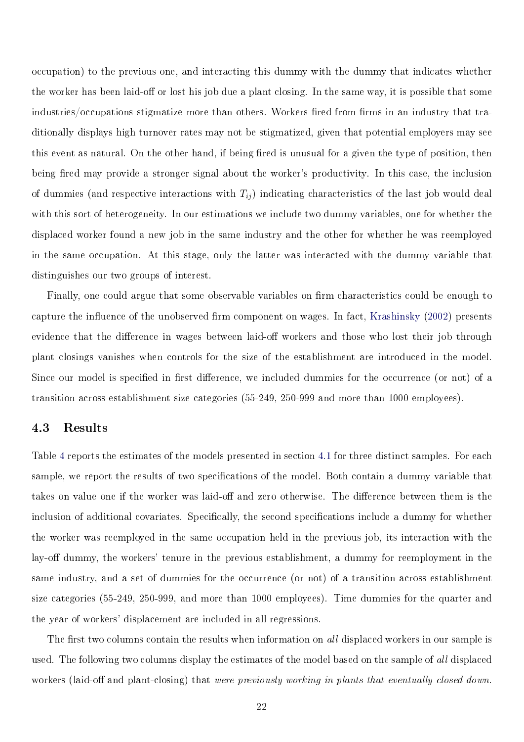occupation) to the previous one, and interacting this dummy with the dummy that indicates whether the worker has been laid-off or lost his job due a plant closing. In the same way, it is possible that some industries/occupations stigmatize more than others. Workers fired from firms in an industry that traditionally displays high turnover rates may not be stigmatized, given that potential employers may see this event as natural. On the other hand, if being fired is unusual for a given the type of position, then being fired may provide a stronger signal about the worker's productivity. In this case, the inclusion of dummies (and respective interactions with $T_{ij}$) indicating characteristics of the last job would deal with this sort of heterogeneity. In our estimations we include two dummy variables, one for whether the displaced worker found a new job in the same industry and the other for whether he was reemployed in the same occupation. At this stage, only the latter was interacted with the dummy variable that distinguishes our two groups of interest.

Finally, one could argue that some observable variables on firm characteristics could be enough to capture the influence of the unobserved firm component on wages. In fact, Krashinsky (2002) presents evidence that the difference in wages between laid-off workers and those who lost their job through plant closings vanishes when controls for the size of the establishment are introduced in the model. Since our model is specified in first difference, we included dummies for the occurrence (or not) of a transition across establishment size categories (55-249, 250-999 and more than 1000 employees).

### 4.3 Results

Table 4 reports the estimates of the models presented in section 4.1 for three distinct samples. For each sample, we report the results of two specifications of the model. Both contain a dummy variable that takes on value one if the worker was laid-off and zero otherwise. The difference between them is the inclusion of additional covariates. Specifically, the second specifications include a dummy for whether the worker was reemployed in the same occupation held in the previous job, its interaction with the lay-off dummy, the workers' tenure in the previous establishment, a dummy for reemployment in the same industry, and a set of dummies for the occurrence (or not) of a transition across establishment size categories (55-249, 250-999, and more than 1000 employees). Time dummies for the quarter and the year of workers' displacement are included in all regressions.

The first two columns contain the results when information on *all* displaced workers in our sample is used. The following two columns display the estimates of the model based on the sample of *all* displaced workers (laid-off and plant-closing) that *were previously working in plants that eventually closed down.*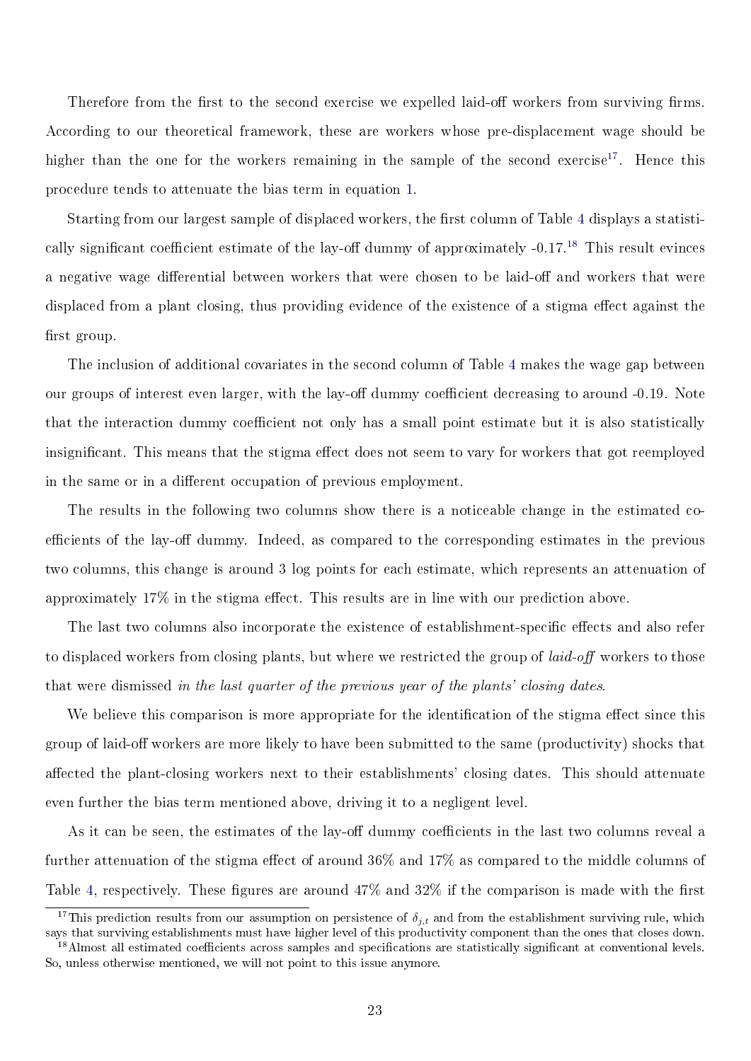Therefore from the first to the second exercise we expelled laid-off workers from surviving firms. According to our theoretical framework, these are workers whose pre-displacement wage should be higher than the one for the workers remaining in the sample of the second exercise[17]. Hence this procedure tends to attenuate the bias term in equation 1.

Starting from our largest sample of displaced workers, the first column of Table 4 displays a statistically significant coefficient estimate of the lay-off dummy of approximately -0.17.[18] This result evinces a negative wage differential between workers that were chosen to be laid-off and workers that were displaced from a plant closing, thus providing evidence of the existence of a stigma effect against the first group.

The inclusion of additional covariates in the second column of Table 4 makes the wage gap between our groups of interest even larger, with the lay-off dummy coefficient decreasing to around -0.19. Note that the interaction dummy coefficient not only has a small point estimate but it is also statistically insignificant. This means that the stigma effect does not seem to vary for workers that got reemployed in the same or in a different occupation of previous employment.

The results in the following two columns show there is a noticeable change in the estimated coefficients of the lay-off dummy. Indeed, as compared to the corresponding estimates in the previous two columns, this change is around 3 log points for each estimate, which represents an attenuation of approximately 17% in the stigma effect. This results are in line with our prediction above.

The last two columns also incorporate the existence of establishment-specific effects and also refer to displaced workers from closing plants, but where we restricted the group of *laid-off* workers to those that were dismissed *in the last quarter of the previous year of the plants' closing dates*.

We believe this comparison is more appropriate for the identification of the stigma effect since this group of laid-off workers are more likely to have been submitted to the same (productivity) shocks that affected the plant-closing workers next to their establishments' closing dates. This should attenuate even further the bias term mentioned above, driving it to a negligent level.

As it can be seen, the estimates of the lay-off dummy coefficients in the last two columns reveal a further attenuation of the stigma effect of around 36% and 17% as compared to the middle columns of Table 4, respectively. These figures are around 47% and 32% if the comparison is made with the first

[17] This prediction results from our assumption on persistence of $\delta_{j,t}$ and from the establishment surviving rule, which says that surviving establishments must have higher level of this productivity component than the ones that closes down.

[18] Almost all estimated coefficients across samples and specifications are statistically significant at conventional levels. So, unless otherwise mentioned, we will not point to this issue anymore.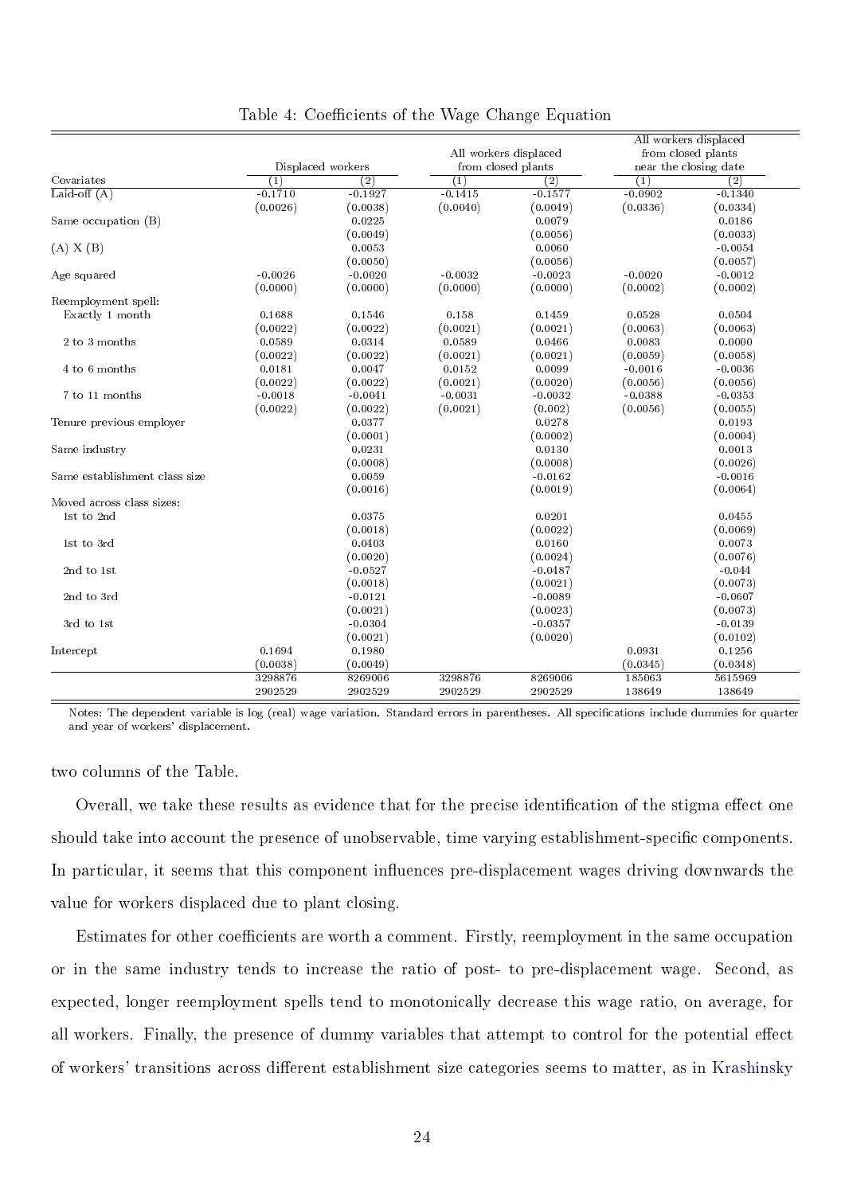Table 4: Coefficients of the Wage Change Equation

| | Displaced workers | | All workers displaced from closed plants | | All workers displaced from closed plants near the closing date | |
|---|---|---|---|---|---|---|
| Covariates | (1) | (2) | (1) | (2) | (1) | (2) |
| Laid-off (A) | -0.1710 | -0.1927 | -0.1415 | -0.1577 | -0.0902 | -0.1340 |
| | (0.0026) | (0.0038) | (0.0040) | (0.0049) | (0.0336) | (0.0334) |
| Same occupation (B) | | 0.0225 | | 0.0079 | | 0.0186 |
| | | (0.0049) | | (0.0056) | | (0.0033) |
| (A) X (B) | | 0.0053 | | 0.0060 | | -0.0054 |
| | | (0.0050) | | (0.0056) | | (0.0057) |
| Age squared | -0.0026 | -0.0020 | -0.0032 | -0.0023 | -0.0020 | -0.0012 |
| | (0.0000) | (0.0000) | (0.0000) | (0.0000) | (0.0002) | (0.0002) |
| Reemployment spell: | | | | | | |
| Exactly 1 month | 0.1688 | 0.1546 | 0.158 | 0.1459 | 0.0528 | 0.0504 |
| | (0.0022) | (0.0022) | (0.0021) | (0.0021) | (0.0063) | (0.0063) |
| 2 to 3 months | 0.0589 | 0.0314 | 0.0589 | 0.0466 | 0.0083 | 0.0000 |
| | (0.0022) | (0.0022) | (0.0021) | (0.0021) | (0.0059) | (0.0058) |
| 4 to 6 months | 0.0181 | 0.0047 | 0.0152 | 0.0099 | -0.0016 | -0.0036 |
| | (0.0022) | (0.0022) | (0.0021) | (0.0020) | (0.0056) | (0.0056) |
| 7 to 11 months | -0.0018 | -0.0041 | -0.0031 | -0.0032 | -0.0388 | -0.0353 |
| | (0.0022) | (0.0022) | (0.0021) | (0.002) | (0.0056) | (0.0055) |
| Tenure previous employer | | 0.0377 | | 0.0278 | | 0.0193 |
| | | (0.0001) | | (0.0002) | | (0.0004) |
| Same industry | | 0.0231 | | 0.0130 | | 0.0013 |
| | | (0.0008) | | (0.0008) | | (0.0026) |
| Same establishment class size | | 0.0059 | | -0.0162 | | -0.0016 |
| | | (0.0016) | | (0.0019) | | (0.0064) |
| Moved across class sizes: | | | | | | |
| 1st to 2nd | | 0.0375 | | 0.0201 | | 0.0455 |
| | | (0.0018) | | (0.0022) | | (0.0069) |
| 1st to 3rd | | 0.0403 | | 0.0160 | | 0.0073 |
| | | (0.0020) | | (0.0024) | | (0.0076) |
| 2nd to 1st | | -0.0527 | | -0.0487 | | -0.044 |
| | | (0.0018) | | (0.0021) | | (0.0073) |
| 2nd to 3rd | | -0.0121 | | -0.0089 | | -0.0607 |
| | | (0.0021) | | (0.0023) | | (0.0073) |
| 3rd to 1st | | -0.0304 | | -0.0357 | | -0.0139 |
| | | (0.0021) | | (0.0020) | | (0.0102) |
| Intercept | 0.1694 | 0.1980 | | | 0.0931 | 0.1256 |
| | (0.0038) | (0.0049) | | | (0.0345) | (0.0348) |
| | 3298876 | 8269006 | 3298876 | 8269006 | 185063 | 5615969 |
| | 2902529 | 2902529 | 2902529 | 2902529 | 138649 | 138649 |

Notes: The dependent variable is log (real) wage variation. Standard errors in parentheses. All specifications include dummies for quarter and year of workers' displacement.

two columns of the Table.

Overall, we take these results as evidence that for the precise identification of the stigma effect one should take into account the presence of unobservable, time varying establishment-specific components. In particular, it seems that this component influences pre-displacement wages driving downwards the value for workers displaced due to plant closing.

Estimates for other coefficients are worth a comment. Firstly, reemployment in the same occupation or in the same industry tends to increase the ratio of post- to pre-displacement wage. Second, as expected, longer reemployment spells tend to monotonically decrease this wage ratio, on average, for all workers. Finally, the presence of dummy variables that attempt to control for the potential effect of workers' transitions across different establishment size categories seems to matter, as in Krashinsky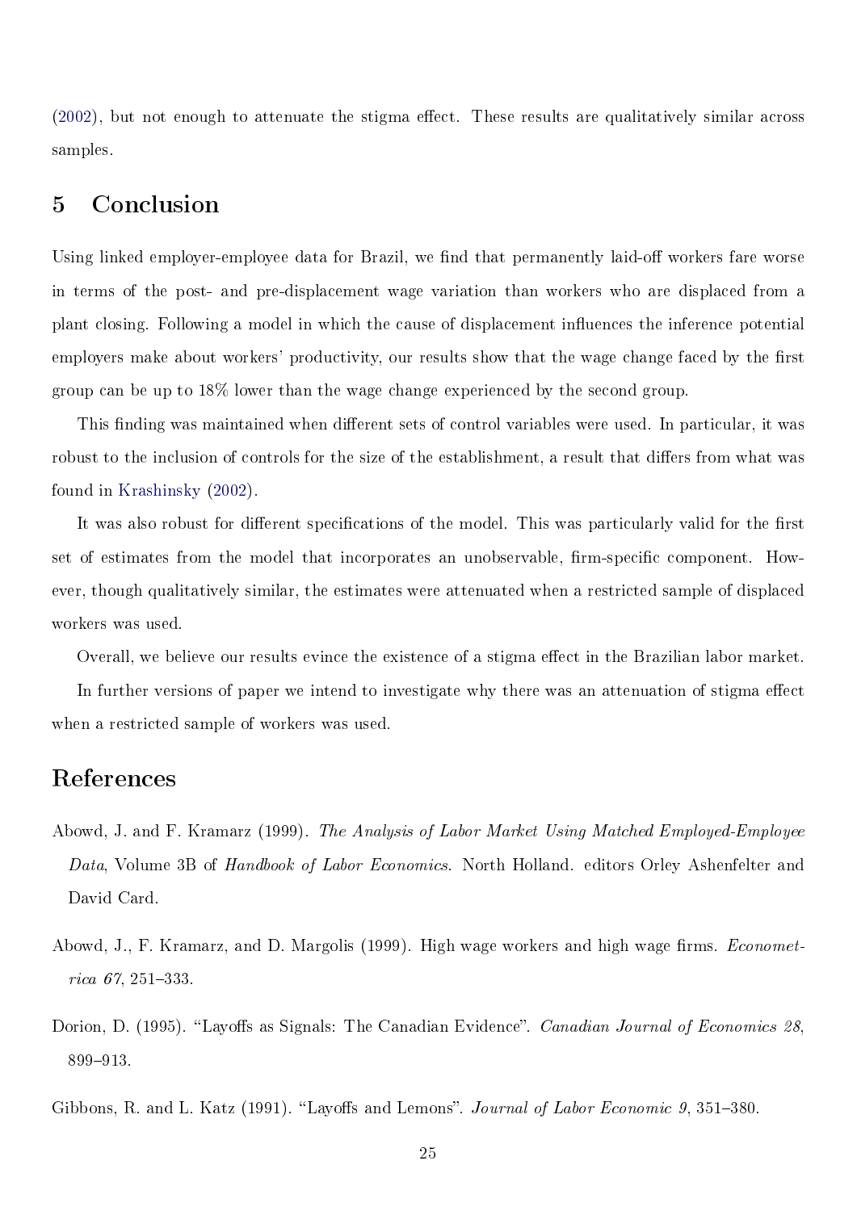(2002), but not enough to attenuate the stigma effect. These results are qualitatively similar across samples.

## 5 Conclusion

Using linked employer-employee data for Brazil, we find that permanently laid-off workers fare worse in terms of the post- and pre-displacement wage variation than workers who are displaced from a plant closing. Following a model in which the cause of displacement influences the inference potential employers make about workers' productivity, our results show that the wage change faced by the first group can be up to 18% lower than the wage change experienced by the second group.

This finding was maintained when different sets of control variables were used. In particular, it was robust to the inclusion of controls for the size of the establishment, a result that differs from what was found in Krashinsky (2002).

It was also robust for different specifications of the model. This was particularly valid for the first set of estimates from the model that incorporates an unobservable, firm-specific component. However, though qualitatively similar, the estimates were attenuated when a restricted sample of displaced workers was used.

Overall, we believe our results evince the existence of a stigma effect in the Brazilian labor market.

In further versions of paper we intend to investigate why there was an attenuation of stigma effect when a restricted sample of workers was used.

## References

Abowd, J. and F. Kramarz (1999). *The Analysis of Labor Market Using Matched Employed-Employee Data*, Volume 3B of *Handbook of Labor Economics*. North Holland. editors Orley Ashenfelter and David Card.

Abowd, J., F. Kramarz, and D. Margolis (1999). High wage workers and high wage firms. *Econometrica 67*, 251–333.

Dorion, D. (1995). "Layoffs as Signals: The Canadian Evidence". *Canadian Journal of Economics 28*, 899–913.

Gibbons, R. and L. Katz (1991). "Layoffs and Lemons". *Journal of Labor Economic 9*, 351–380.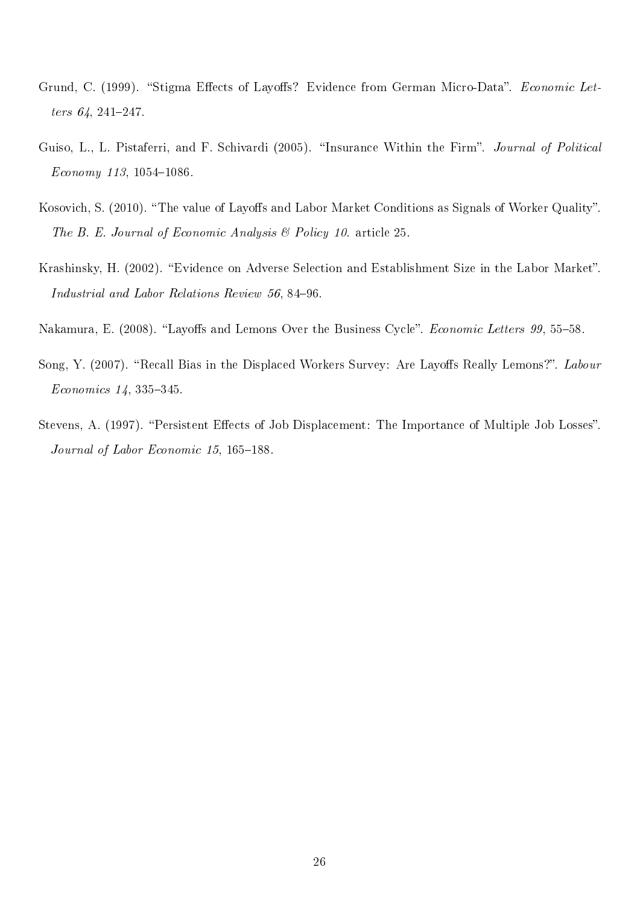Grund, C. (1999). "Stigma Effects of Layoffs? Evidence from German Micro-Data". *Economic Letters 64*, 241–247.

Guiso, L., L. Pistaferri, and F. Schivardi (2005). "Insurance Within the Firm". *Journal of Political Economy 113*, 1054–1086.

Kosovich, S. (2010). "The value of Layoffs and Labor Market Conditions as Signals of Worker Quality". *The B. E. Journal of Economic Analysis & Policy 10*. article 25.

Krashinsky, H. (2002). "Evidence on Adverse Selection and Establishment Size in the Labor Market". *Industrial and Labor Relations Review 56*, 84–96.

Nakamura, E. (2008). "Layoffs and Lemons Over the Business Cycle". *Economic Letters 99*, 55–58.

Song, Y. (2007). "Recall Bias in the Displaced Workers Survey: Are Layoffs Really Lemons?". *Labour Economics 14*, 335–345.

Stevens, A. (1997). "Persistent Effects of Job Displacement: The Importance of Multiple Job Losses". *Journal of Labor Economic 15*, 165–188.